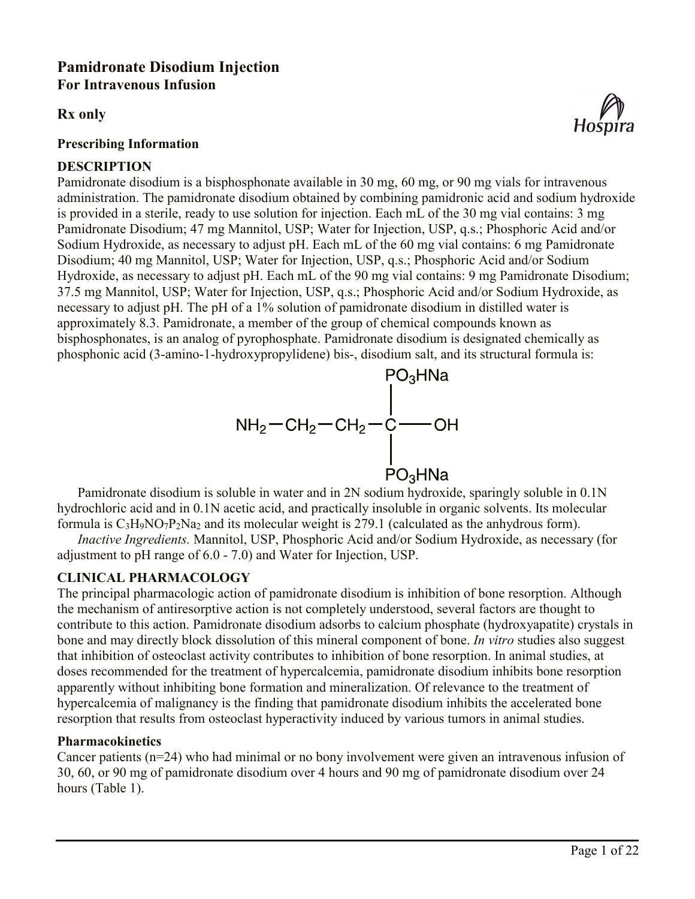# Pamidronate Disodium Injection

**For Intravenous Infusion**

**Rx only**

**Prescribing Information**

## DESCRIPTION

Pamidronate disodium is a bisphosphonate available in 30 mg, 60 mg, or 90 mg vials for intravenous administration. The pamidronate disodium obtained by combining pamidronic acid and sodium hydroxide is provided in a sterile, ready to use solution for injection. Each mL of the 30 mg vial contains: 3 mg Pamidronate Disodium; 47 mg Mannitol, USP; Water for Injection, USP, q.s.; Phosphoric Acid and/or Sodium Hydroxide, as necessary to adjust pH. Each mL of the 60 mg vial contains: 6 mg Pamidronate Disodium; 40 mg Mannitol, USP; Water for Injection, USP, q.s.; Phosphoric Acid and/or Sodium Hydroxide, as necessary to adjust pH. Each mL of the 90 mg vial contains: 9 mg Pamidronate Disodium; 37.5 mg Mannitol, USP; Water for Injection, USP, q.s.; Phosphoric Acid and/or Sodium Hydroxide, as necessary to adjust pH. The pH of a 1% solution of pamidronate disodium in distilled water is approximately 8.3. Pamidronate, a member of the group of chemical compounds known as bisphosphonates, is an analog of pyrophosphate. Pamidronate disodium is designated chemically as phosphonic acid (3-amino-1-hydroxypropylidene) bis-, disodium salt, and its structural formula is:

$$NH_2-CH_2-CH_2-\overset{\displaystyle PO_3HNa}{\underset{\displaystyle PO_3HNa}{\overset{|}{\underset{|}{C}}}}-OH$$

Pamidronate disodium is soluble in water and in 2N sodium hydroxide, sparingly soluble in 0.1N hydrochloric acid and in 0.1N acetic acid, and practically insoluble in organic solvents. Its molecular formula is $C_3H_9NO_7P_2Na_2$ and its molecular weight is 279.1 (calculated as the anhydrous form).

*Inactive Ingredients.* Mannitol, USP, Phosphoric Acid and/or Sodium Hydroxide, as necessary (for adjustment to pH range of 6.0 - 7.0) and Water for Injection, USP.

## CLINICAL PHARMACOLOGY

The principal pharmacologic action of pamidronate disodium is inhibition of bone resorption. Although the mechanism of antiresorptive action is not completely understood, several factors are thought to contribute to this action. Pamidronate disodium adsorbs to calcium phosphate (hydroxyapatite) crystals in bone and may directly block dissolution of this mineral component of bone. *In vitro* studies also suggest that inhibition of osteoclast activity contributes to inhibition of bone resorption. In animal studies, at doses recommended for the treatment of hypercalcemia, pamidronate disodium inhibits bone resorption apparently without inhibiting bone formation and mineralization. Of relevance to the treatment of hypercalcemia of malignancy is the finding that pamidronate disodium inhibits the accelerated bone resorption that results from osteoclast hyperactivity induced by various tumors in animal studies.

### Pharmacokinetics

Cancer patients (n=24) who had minimal or no bony involvement were given an intravenous infusion of 30, 60, or 90 mg of pamidronate disodium over 4 hours and 90 mg of pamidronate disodium over 24 hours (Table 1).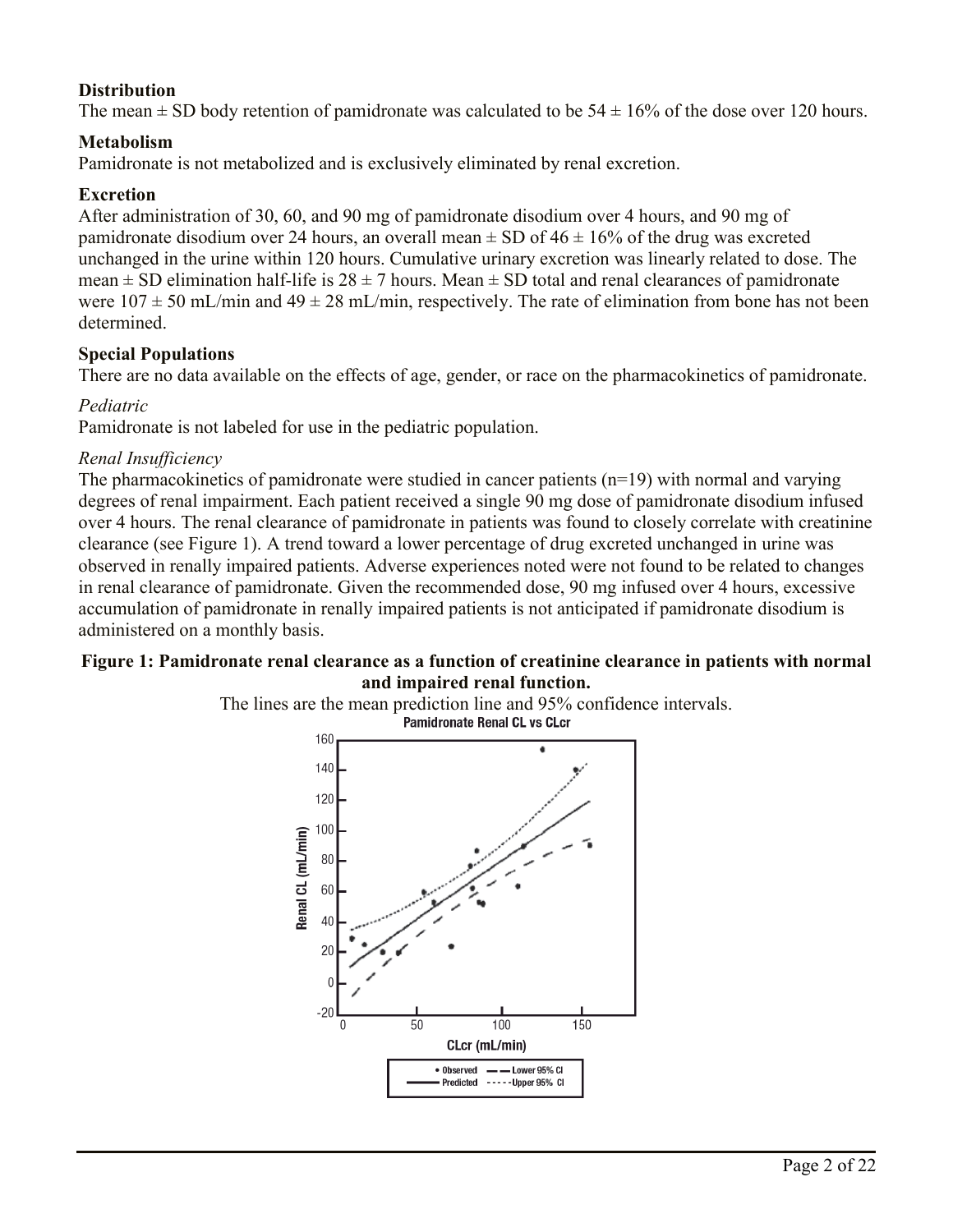**Distribution**

The mean ± SD body retention of pamidronate was calculated to be 54 ± 16% of the dose over 120 hours.

**Metabolism**

Pamidronate is not metabolized and is exclusively eliminated by renal excretion.

**Excretion**

After administration of 30, 60, and 90 mg of pamidronate disodium over 4 hours, and 90 mg of pamidronate disodium over 24 hours, an overall mean ± SD of 46 ± 16% of the drug was excreted unchanged in the urine within 120 hours. Cumulative urinary excretion was linearly related to dose. The mean ± SD elimination half-life is 28 ± 7 hours. Mean ± SD total and renal clearances of pamidronate were 107 ± 50 mL/min and 49 ± 28 mL/min, respectively. The rate of elimination from bone has not been determined.

**Special Populations**

There are no data available on the effects of age, gender, or race on the pharmacokinetics of pamidronate.

*Pediatric*

Pamidronate is not labeled for use in the pediatric population.

*Renal Insufficiency*

The pharmacokinetics of pamidronate were studied in cancer patients (n=19) with normal and varying degrees of renal impairment. Each patient received a single 90 mg dose of pamidronate disodium infused over 4 hours. The renal clearance of pamidronate in patients was found to closely correlate with creatinine clearance (see Figure 1). A trend toward a lower percentage of drug excreted unchanged in urine was observed in renally impaired patients. Adverse experiences noted were not found to be related to changes in renal clearance of pamidronate. Given the recommended dose, 90 mg infused over 4 hours, excessive accumulation of pamidronate in renally impaired patients is not anticipated if pamidronate disodium is administered on a monthly basis.

**Figure 1: Pamidronate renal clearance as a function of creatinine clearance in patients with normal and impaired renal function.**

The lines are the mean prediction line and 95% confidence intervals.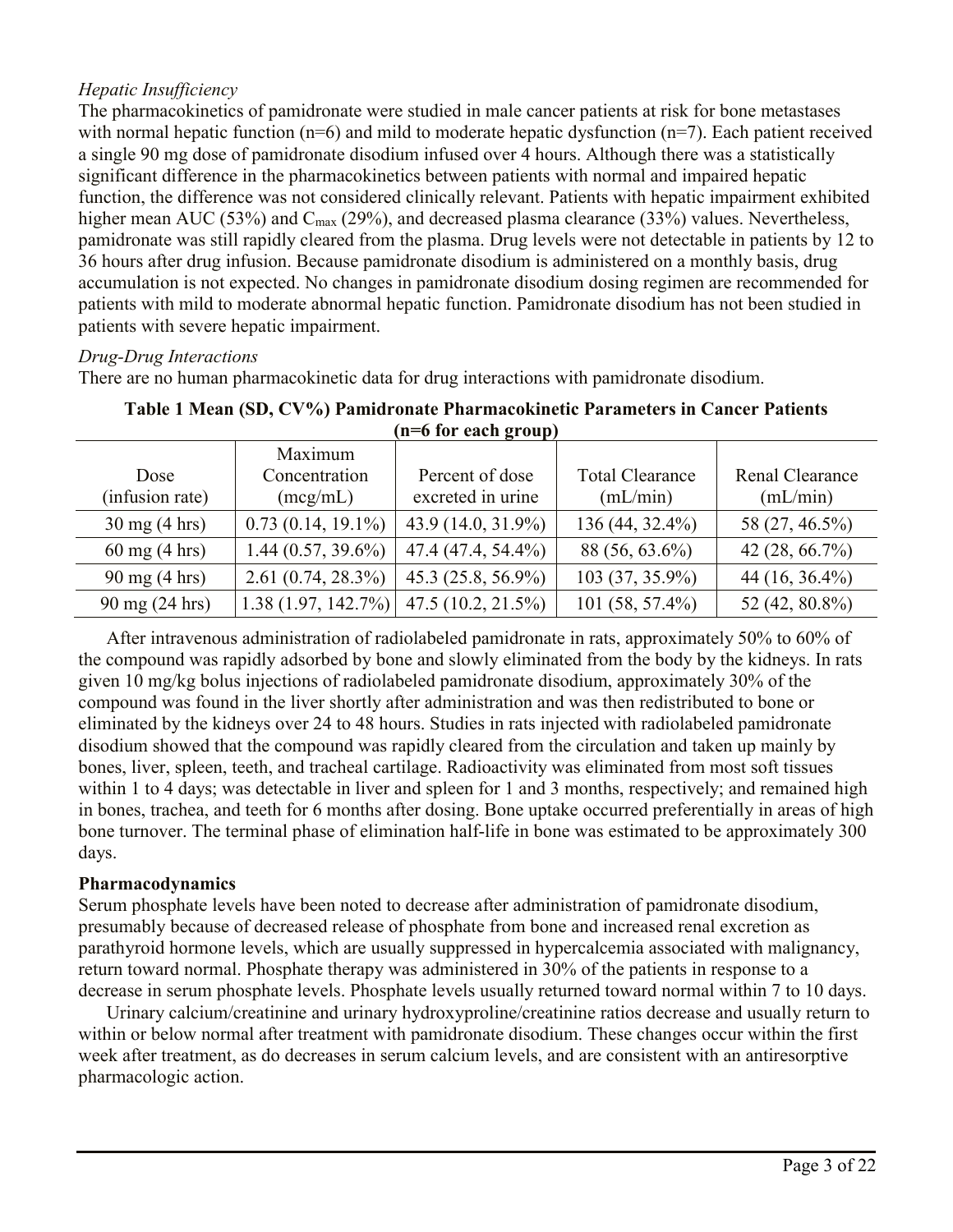*Hepatic Insufficiency*

The pharmacokinetics of pamidronate were studied in male cancer patients at risk for bone metastases with normal hepatic function (n=6) and mild to moderate hepatic dysfunction (n=7). Each patient received a single 90 mg dose of pamidronate disodium infused over 4 hours. Although there was a statistically significant difference in the pharmacokinetics between patients with normal and impaired hepatic function, the difference was not considered clinically relevant. Patients with hepatic impairment exhibited higher mean AUC (53%) and $C_{max}$ (29%), and decreased plasma clearance (33%) values. Nevertheless, pamidronate was still rapidly cleared from the plasma. Drug levels were not detectable in patients by 12 to 36 hours after drug infusion. Because pamidronate disodium is administered on a monthly basis, drug accumulation is not expected. No changes in pamidronate disodium dosing regimen are recommended for patients with mild to moderate abnormal hepatic function. Pamidronate disodium has not been studied in patients with severe hepatic impairment.

*Drug-Drug Interactions*

There are no human pharmacokinetic data for drug interactions with pamidronate disodium.

**Table 1 Mean (SD, CV%) Pamidronate Pharmacokinetic Parameters in Cancer Patients (n=6 for each group)**

| Dose (infusion rate) | Maximum Concentration (mcg/mL) | Percent of dose excreted in urine | Total Clearance (mL/min) | Renal Clearance (mL/min) |
|---|---|---|---|---|
| 30 mg (4 hrs) | 0.73 (0.14, 19.1%) | 43.9 (14.0, 31.9%) | 136 (44, 32.4%) | 58 (27, 46.5%) |
| 60 mg (4 hrs) | 1.44 (0.57, 39.6%) | 47.4 (47.4, 54.4%) | 88 (56, 63.6%) | 42 (28, 66.7%) |
| 90 mg (4 hrs) | 2.61 (0.74, 28.3%) | 45.3 (25.8, 56.9%) | 103 (37, 35.9%) | 44 (16, 36.4%) |
| 90 mg (24 hrs) | 1.38 (1.97, 142.7%) | 47.5 (10.2, 21.5%) | 101 (58, 57.4%) | 52 (42, 80.8%) |

After intravenous administration of radiolabeled pamidronate in rats, approximately 50% to 60% of the compound was rapidly adsorbed by bone and slowly eliminated from the body by the kidneys. In rats given 10 mg/kg bolus injections of radiolabeled pamidronate disodium, approximately 30% of the compound was found in the liver shortly after administration and was then redistributed to bone or eliminated by the kidneys over 24 to 48 hours. Studies in rats injected with radiolabeled pamidronate disodium showed that the compound was rapidly cleared from the circulation and taken up mainly by bones, liver, spleen, teeth, and tracheal cartilage. Radioactivity was eliminated from most soft tissues within 1 to 4 days; was detectable in liver and spleen for 1 and 3 months, respectively; and remained high in bones, trachea, and teeth for 6 months after dosing. Bone uptake occurred preferentially in areas of high bone turnover. The terminal phase of elimination half-life in bone was estimated to be approximately 300 days.

**Pharmacodynamics**

Serum phosphate levels have been noted to decrease after administration of pamidronate disodium, presumably because of decreased release of phosphate from bone and increased renal excretion as parathyroid hormone levels, which are usually suppressed in hypercalcemia associated with malignancy, return toward normal. Phosphate therapy was administered in 30% of the patients in response to a decrease in serum phosphate levels. Phosphate levels usually returned toward normal within 7 to 10 days.

Urinary calcium/creatinine and urinary hydroxyproline/creatinine ratios decrease and usually return to within or below normal after treatment with pamidronate disodium. These changes occur within the first week after treatment, as do decreases in serum calcium levels, and are consistent with an antiresorptive pharmacologic action.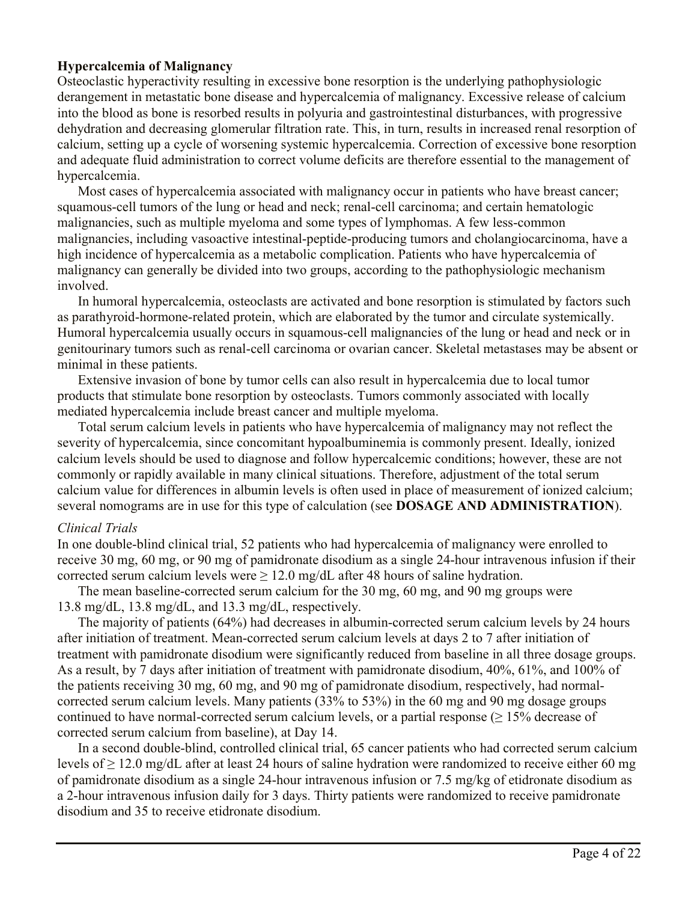**Hypercalcemia of Malignancy**

Osteoclastic hyperactivity resulting in excessive bone resorption is the underlying pathophysiologic derangement in metastatic bone disease and hypercalcemia of malignancy. Excessive release of calcium into the blood as bone is resorbed results in polyuria and gastrointestinal disturbances, with progressive dehydration and decreasing glomerular filtration rate. This, in turn, results in increased renal resorption of calcium, setting up a cycle of worsening systemic hypercalcemia. Correction of excessive bone resorption and adequate fluid administration to correct volume deficits are therefore essential to the management of hypercalcemia.

Most cases of hypercalcemia associated with malignancy occur in patients who have breast cancer; squamous-cell tumors of the lung or head and neck; renal-cell carcinoma; and certain hematologic malignancies, such as multiple myeloma and some types of lymphomas. A few less-common malignancies, including vasoactive intestinal-peptide-producing tumors and cholangiocarcinoma, have a high incidence of hypercalcemia as a metabolic complication. Patients who have hypercalcemia of malignancy can generally be divided into two groups, according to the pathophysiologic mechanism involved.

In humoral hypercalcemia, osteoclasts are activated and bone resorption is stimulated by factors such as parathyroid-hormone-related protein, which are elaborated by the tumor and circulate systemically. Humoral hypercalcemia usually occurs in squamous-cell malignancies of the lung or head and neck or in genitourinary tumors such as renal-cell carcinoma or ovarian cancer. Skeletal metastases may be absent or minimal in these patients.

Extensive invasion of bone by tumor cells can also result in hypercalcemia due to local tumor products that stimulate bone resorption by osteoclasts. Tumors commonly associated with locally mediated hypercalcemia include breast cancer and multiple myeloma.

Total serum calcium levels in patients who have hypercalcemia of malignancy may not reflect the severity of hypercalcemia, since concomitant hypoalbuminemia is commonly present. Ideally, ionized calcium levels should be used to diagnose and follow hypercalcemic conditions; however, these are not commonly or rapidly available in many clinical situations. Therefore, adjustment of the total serum calcium value for differences in albumin levels is often used in place of measurement of ionized calcium; several nomograms are in use for this type of calculation (see **DOSAGE AND ADMINISTRATION**).

*Clinical Trials*

In one double-blind clinical trial, 52 patients who had hypercalcemia of malignancy were enrolled to receive 30 mg, 60 mg, or 90 mg of pamidronate disodium as a single 24-hour intravenous infusion if their corrected serum calcium levels were ≥ 12.0 mg/dL after 48 hours of saline hydration.

The mean baseline-corrected serum calcium for the 30 mg, 60 mg, and 90 mg groups were 13.8 mg/dL, 13.8 mg/dL, and 13.3 mg/dL, respectively.

The majority of patients (64%) had decreases in albumin-corrected serum calcium levels by 24 hours after initiation of treatment. Mean-corrected serum calcium levels at days 2 to 7 after initiation of treatment with pamidronate disodium were significantly reduced from baseline in all three dosage groups. As a result, by 7 days after initiation of treatment with pamidronate disodium, 40%, 61%, and 100% of the patients receiving 30 mg, 60 mg, and 90 mg of pamidronate disodium, respectively, had normal-corrected serum calcium levels. Many patients (33% to 53%) in the 60 mg and 90 mg dosage groups continued to have normal-corrected serum calcium levels, or a partial response (≥ 15% decrease of corrected serum calcium from baseline), at Day 14.

In a second double-blind, controlled clinical trial, 65 cancer patients who had corrected serum calcium levels of ≥ 12.0 mg/dL after at least 24 hours of saline hydration were randomized to receive either 60 mg of pamidronate disodium as a single 24-hour intravenous infusion or 7.5 mg/kg of etidronate disodium as a 2-hour intravenous infusion daily for 3 days. Thirty patients were randomized to receive pamidronate disodium and 35 to receive etidronate disodium.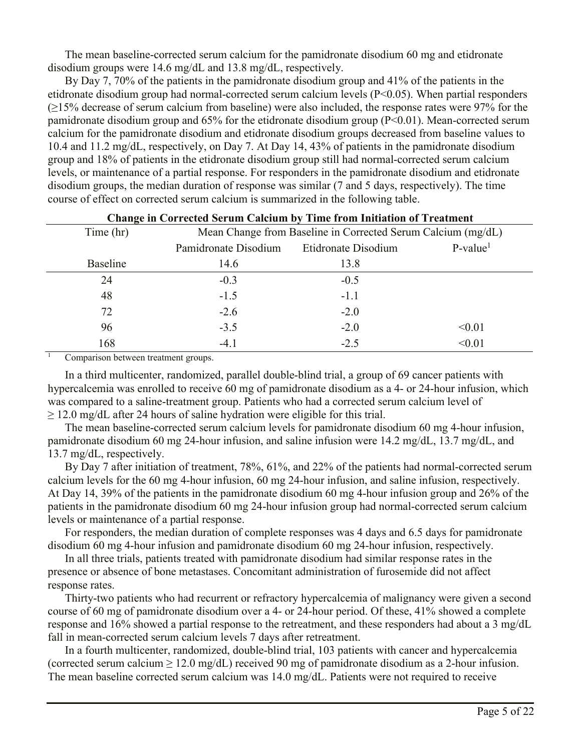The mean baseline-corrected serum calcium for the pamidronate disodium 60 mg and etidronate disodium groups were 14.6 mg/dL and 13.8 mg/dL, respectively.

By Day 7, 70% of the patients in the pamidronate disodium group and 41% of the patients in the etidronate disodium group had normal-corrected serum calcium levels ($P<0.05$). When partial responders (≥15% decrease of serum calcium from baseline) were also included, the response rates were 97% for the pamidronate disodium group and 65% for the etidronate disodium group ($P<0.01$). Mean-corrected serum calcium for the pamidronate disodium and etidronate disodium groups decreased from baseline values to 10.4 and 11.2 mg/dL, respectively, on Day 7. At Day 14, 43% of patients in the pamidronate disodium group and 18% of patients in the etidronate disodium group still had normal-corrected serum calcium levels, or maintenance of a partial response. For responders in the pamidronate disodium and etidronate disodium groups, the median duration of response was similar (7 and 5 days, respectively). The time course of effect on corrected serum calcium is summarized in the following table.

**Change in Corrected Serum Calcium by Time from Initiation of Treatment**

| Time (hr) | Mean Change from Baseline in Corrected Serum Calcium (mg/dL) | | |
|---|---|---|---|
| | Pamidronate Disodium | Etidronate Disodium | P-value[1] |
| Baseline | 14.6 | 13.8 | |
| 24 | -0.3 | -0.5 | |
| 48 | -1.5 | -1.1 | |
| 72 | -2.6 | -2.0 | |
| 96 | -3.5 | -2.0 | <0.01 |
| 168 | -4.1 | -2.5 | <0.01 |

[1] Comparison between treatment groups.

In a third multicenter, randomized, parallel double-blind trial, a group of 69 cancer patients with hypercalcemia was enrolled to receive 60 mg of pamidronate disodium as a 4- or 24-hour infusion, which was compared to a saline-treatment group. Patients who had a corrected serum calcium level of ≥ 12.0 mg/dL after 24 hours of saline hydration were eligible for this trial.

The mean baseline-corrected serum calcium levels for pamidronate disodium 60 mg 4-hour infusion, pamidronate disodium 60 mg 24-hour infusion, and saline infusion were 14.2 mg/dL, 13.7 mg/dL, and 13.7 mg/dL, respectively.

By Day 7 after initiation of treatment, 78%, 61%, and 22% of the patients had normal-corrected serum calcium levels for the 60 mg 4-hour infusion, 60 mg 24-hour infusion, and saline infusion, respectively. At Day 14, 39% of the patients in the pamidronate disodium 60 mg 4-hour infusion group and 26% of the patients in the pamidronate disodium 60 mg 24-hour infusion group had normal-corrected serum calcium levels or maintenance of a partial response.

For responders, the median duration of complete responses was 4 days and 6.5 days for pamidronate disodium 60 mg 4-hour infusion and pamidronate disodium 60 mg 24-hour infusion, respectively.

In all three trials, patients treated with pamidronate disodium had similar response rates in the presence or absence of bone metastases. Concomitant administration of furosemide did not affect response rates.

Thirty-two patients who had recurrent or refractory hypercalcemia of malignancy were given a second course of 60 mg of pamidronate disodium over a 4- or 24-hour period. Of these, 41% showed a complete response and 16% showed a partial response to the retreatment, and these responders had about a 3 mg/dL fall in mean-corrected serum calcium levels 7 days after retreatment.

In a fourth multicenter, randomized, double-blind trial, 103 patients with cancer and hypercalcemia (corrected serum calcium ≥ 12.0 mg/dL) received 90 mg of pamidronate disodium as a 2-hour infusion. The mean baseline corrected serum calcium was 14.0 mg/dL. Patients were not required to receive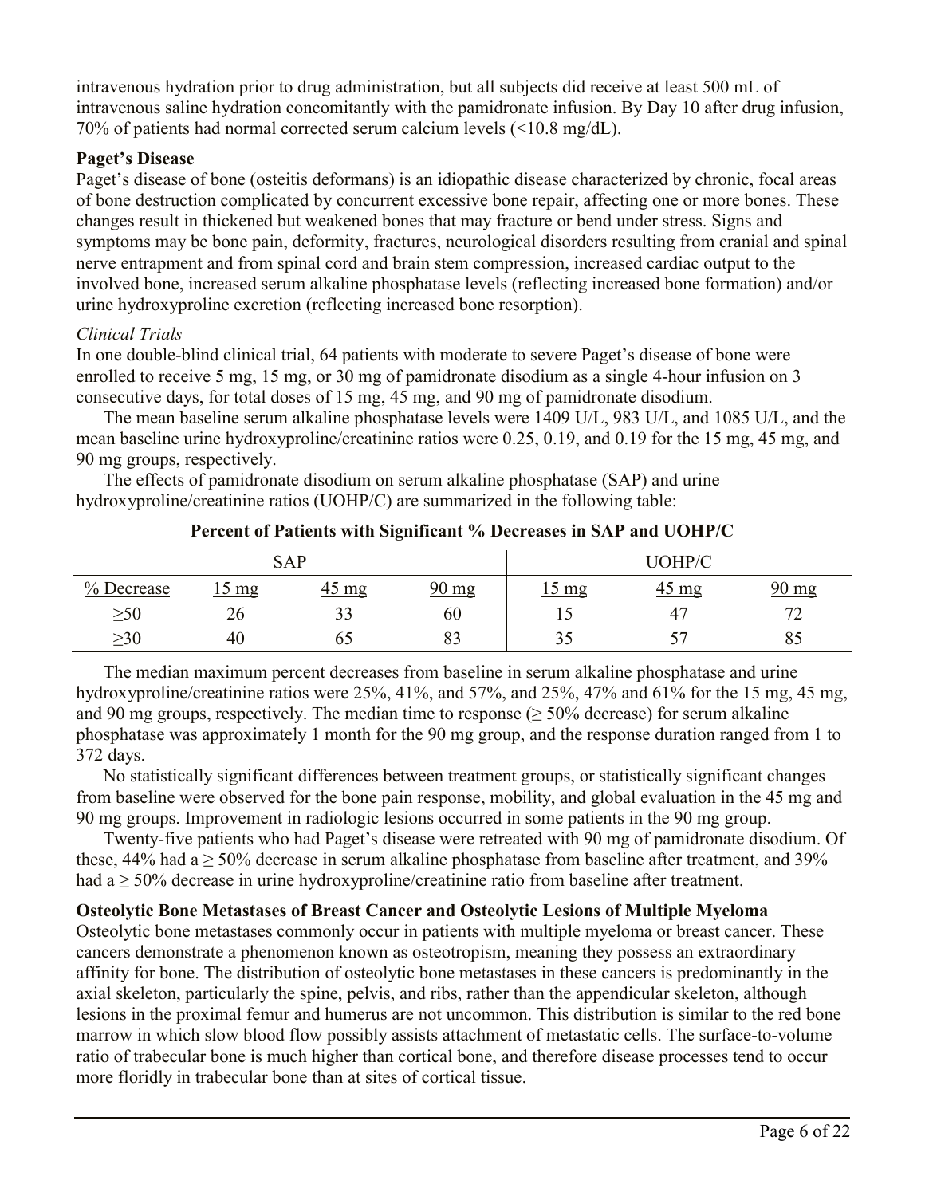intravenous hydration prior to drug administration, but all subjects did receive at least 500 mL of intravenous saline hydration concomitantly with the pamidronate infusion. By Day 10 after drug infusion, 70% of patients had normal corrected serum calcium levels (<10.8 mg/dL).

**Paget's Disease**

Paget's disease of bone (osteitis deformans) is an idiopathic disease characterized by chronic, focal areas of bone destruction complicated by concurrent excessive bone repair, affecting one or more bones. These changes result in thickened but weakened bones that may fracture or bend under stress. Signs and symptoms may be bone pain, deformity, fractures, neurological disorders resulting from cranial and spinal nerve entrapment and from spinal cord and brain stem compression, increased cardiac output to the involved bone, increased serum alkaline phosphatase levels (reflecting increased bone formation) and/or urine hydroxyproline excretion (reflecting increased bone resorption).

*Clinical Trials*

In one double-blind clinical trial, 64 patients with moderate to severe Paget's disease of bone were enrolled to receive 5 mg, 15 mg, or 30 mg of pamidronate disodium as a single 4-hour infusion on 3 consecutive days, for total doses of 15 mg, 45 mg, and 90 mg of pamidronate disodium.

The mean baseline serum alkaline phosphatase levels were 1409 U/L, 983 U/L, and 1085 U/L, and the mean baseline urine hydroxyproline/creatinine ratios were 0.25, 0.19, and 0.19 for the 15 mg, 45 mg, and 90 mg groups, respectively.

The effects of pamidronate disodium on serum alkaline phosphatase (SAP) and urine hydroxyproline/creatinine ratios (UOHP/C) are summarized in the following table:

**Percent of Patients with Significant % Decreases in SAP and UOHP/C**

| | SAP | | | UOHP/C | | |
|---|---|---|---|---|---|---|
| % Decrease | 15 mg | 45 mg | 90 mg | 15 mg | 45 mg | 90 mg |
| ≥50 | 26 | 33 | 60 | 15 | 47 | 72 |
| ≥30 | 40 | 65 | 83 | 35 | 57 | 85 |

The median maximum percent decreases from baseline in serum alkaline phosphatase and urine hydroxyproline/creatinine ratios were 25%, 41%, and 57%, and 25%, 47% and 61% for the 15 mg, 45 mg, and 90 mg groups, respectively. The median time to response (≥ 50% decrease) for serum alkaline phosphatase was approximately 1 month for the 90 mg group, and the response duration ranged from 1 to 372 days.

No statistically significant differences between treatment groups, or statistically significant changes from baseline were observed for the bone pain response, mobility, and global evaluation in the 45 mg and 90 mg groups. Improvement in radiologic lesions occurred in some patients in the 90 mg group.

Twenty-five patients who had Paget's disease were retreated with 90 mg of pamidronate disodium. Of these, 44% had a ≥ 50% decrease in serum alkaline phosphatase from baseline after treatment, and 39% had a ≥ 50% decrease in urine hydroxyproline/creatinine ratio from baseline after treatment.

**Osteolytic Bone Metastases of Breast Cancer and Osteolytic Lesions of Multiple Myeloma**

Osteolytic bone metastases commonly occur in patients with multiple myeloma or breast cancer. These cancers demonstrate a phenomenon known as osteotropism, meaning they possess an extraordinary affinity for bone. The distribution of osteolytic bone metastases in these cancers is predominantly in the axial skeleton, particularly the spine, pelvis, and ribs, rather than the appendicular skeleton, although lesions in the proximal femur and humerus are not uncommon. This distribution is similar to the red bone marrow in which slow blood flow possibly assists attachment of metastatic cells. The surface-to-volume ratio of trabecular bone is much higher than cortical bone, and therefore disease processes tend to occur more floridly in trabecular bone than at sites of cortical tissue.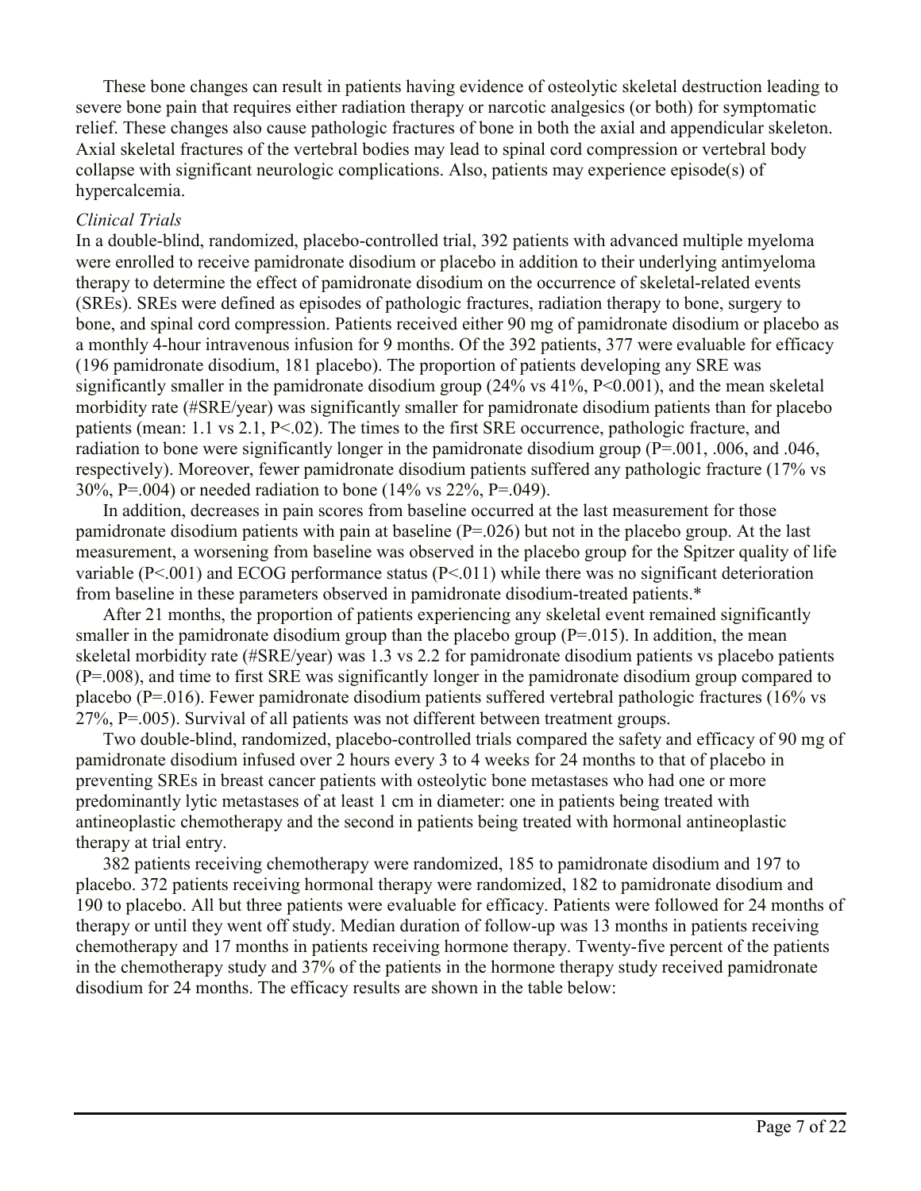These bone changes can result in patients having evidence of osteolytic skeletal destruction leading to severe bone pain that requires either radiation therapy or narcotic analgesics (or both) for symptomatic relief. These changes also cause pathologic fractures of bone in both the axial and appendicular skeleton. Axial skeletal fractures of the vertebral bodies may lead to spinal cord compression or vertebral body collapse with significant neurologic complications. Also, patients may experience episode(s) of hypercalcemia.

*Clinical Trials*

In a double-blind, randomized, placebo-controlled trial, 392 patients with advanced multiple myeloma were enrolled to receive pamidronate disodium or placebo in addition to their underlying antimyeloma therapy to determine the effect of pamidronate disodium on the occurrence of skeletal-related events (SREs). SREs were defined as episodes of pathologic fractures, radiation therapy to bone, surgery to bone, and spinal cord compression. Patients received either 90 mg of pamidronate disodium or placebo as a monthly 4-hour intravenous infusion for 9 months. Of the 392 patients, 377 were evaluable for efficacy (196 pamidronate disodium, 181 placebo). The proportion of patients developing any SRE was significantly smaller in the pamidronate disodium group (24% vs 41%, P<0.001), and the mean skeletal morbidity rate (#SRE/year) was significantly smaller for pamidronate disodium patients than for placebo patients (mean: 1.1 vs 2.1, P<.02). The times to the first SRE occurrence, pathologic fracture, and radiation to bone were significantly longer in the pamidronate disodium group (P=.001, .006, and .046, respectively). Moreover, fewer pamidronate disodium patients suffered any pathologic fracture (17% vs 30%, P=.004) or needed radiation to bone (14% vs 22%, P=.049).

In addition, decreases in pain scores from baseline occurred at the last measurement for those pamidronate disodium patients with pain at baseline (P=.026) but not in the placebo group. At the last measurement, a worsening from baseline was observed in the placebo group for the Spitzer quality of life variable (P<.001) and ECOG performance status (P<.011) while there was no significant deterioration from baseline in these parameters observed in pamidronate disodium-treated patients.*

After 21 months, the proportion of patients experiencing any skeletal event remained significantly smaller in the pamidronate disodium group than the placebo group (P=.015). In addition, the mean skeletal morbidity rate (#SRE/year) was 1.3 vs 2.2 for pamidronate disodium patients vs placebo patients (P=.008), and time to first SRE was significantly longer in the pamidronate disodium group compared to placebo (P=.016). Fewer pamidronate disodium patients suffered vertebral pathologic fractures (16% vs 27%, P=.005). Survival of all patients was not different between treatment groups.

Two double-blind, randomized, placebo-controlled trials compared the safety and efficacy of 90 mg of pamidronate disodium infused over 2 hours every 3 to 4 weeks for 24 months to that of placebo in preventing SREs in breast cancer patients with osteolytic bone metastases who had one or more predominantly lytic metastases of at least 1 cm in diameter: one in patients being treated with antineoplastic chemotherapy and the second in patients being treated with hormonal antineoplastic therapy at trial entry.

382 patients receiving chemotherapy were randomized, 185 to pamidronate disodium and 197 to placebo. 372 patients receiving hormonal therapy were randomized, 182 to pamidronate disodium and 190 to placebo. All but three patients were evaluable for efficacy. Patients were followed for 24 months of therapy or until they went off study. Median duration of follow-up was 13 months in patients receiving chemotherapy and 17 months in patients receiving hormone therapy. Twenty-five percent of the patients in the chemotherapy study and 37% of the patients in the hormone therapy study received pamidronate disodium for 24 months. The efficacy results are shown in the table below: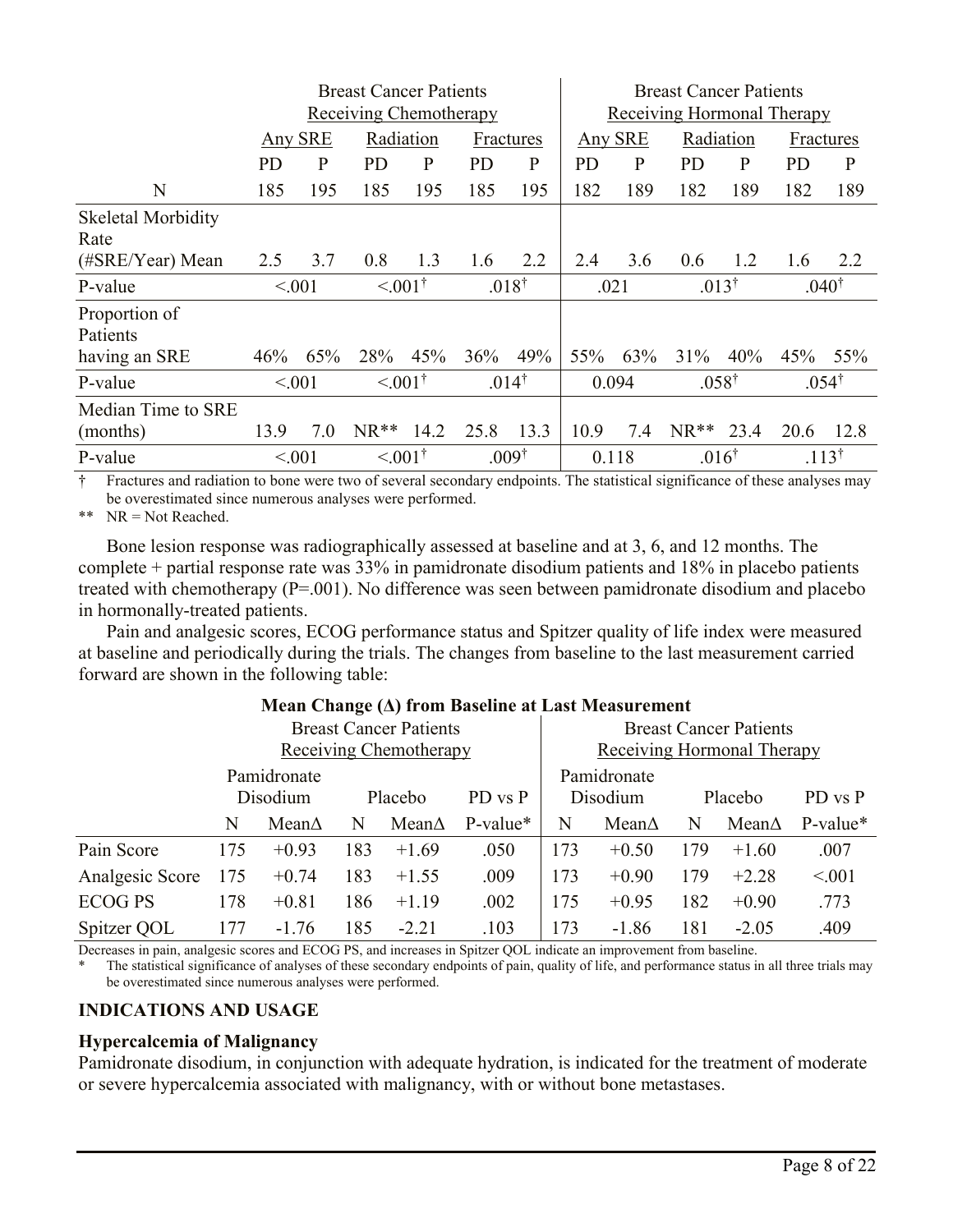| | Breast Cancer Patients Receiving Chemotherapy | | | | | | Breast Cancer Patients Receiving Hormonal Therapy | | | | | |
|---|---|---|---|---|---|---|---|---|---|---|---|---|
| | Any SRE | | Radiation | | Fractures | | Any SRE | | Radiation | | Fractures | |
| | PD | P | PD | P | PD | P | PD | P | PD | P | PD | P |
| N | 185 | 195 | 185 | 195 | 185 | 195 | 182 | 189 | 182 | 189 | 182 | 189 |
| Skeletal Morbidity Rate (#SRE/Year) Mean | 2.5 | 3.7 | 0.8 | 1.3 | 1.6 | 2.2 | 2.4 | 3.6 | 0.6 | 1.2 | 1.6 | 2.2 |
| P-value | <.001 | | <.001† | | .018† | | .021 | | .013† | | .040† | |
| Proportion of Patients having an SRE | 46% | 65% | 28% | 45% | 36% | 49% | 55% | 63% | 31% | 40% | 45% | 55% |
| P-value | <.001 | | <.001† | | .014† | | 0.094 | | .058† | | .054† | |
| Median Time to SRE (months) | 13.9 | 7.0 | NR** | 14.2 | 25.8 | 13.3 | 10.9 | 7.4 | NR** | 23.4 | 20.6 | 12.8 |
| P-value | <.001 | | <.001† | | .009† | | 0.118 | | .016† | | .113† | |

† Fractures and radiation to bone were two of several secondary endpoints. The statistical significance of these analyses may be overestimated since numerous analyses were performed.

** NR = Not Reached.

Bone lesion response was radiographically assessed at baseline and at 3, 6, and 12 months. The complete + partial response rate was 33% in pamidronate disodium patients and 18% in placebo patients treated with chemotherapy (P=.001). No difference was seen between pamidronate disodium and placebo in hormonally-treated patients.

Pain and analgesic scores, ECOG performance status and Spitzer quality of life index were measured at baseline and periodically during the trials. The changes from baseline to the last measurement carried forward are shown in the following table:

**Mean Change (Δ) from Baseline at Last Measurement**

| | Breast Cancer Patients Receiving Chemotherapy | | | | | Breast Cancer Patients Receiving Hormonal Therapy | | | | |
|---|---|---|---|---|---|---|---|---|---|---|
| | Pamidronate Disodium | | Placebo | | PD vs P | Pamidronate Disodium | | Placebo | | PD vs P |
| | N | MeanΔ | N | MeanΔ | P-value* | N | MeanΔ | N | MeanΔ | P-value* |
| Pain Score | 175 | +0.93 | 183 | +1.69 | .050 | 173 | +0.50 | 179 | +1.60 | .007 |
| Analgesic Score | 175 | +0.74 | 183 | +1.55 | .009 | 173 | +0.90 | 179 | +2.28 | <.001 |
| ECOG PS | 178 | +0.81 | 186 | +1.19 | .002 | 175 | +0.95 | 182 | +0.90 | .773 |
| Spitzer QOL | 177 | -1.76 | 185 | -2.21 | .103 | 173 | -1.86 | 181 | -2.05 | .409 |

Decreases in pain, analgesic scores and ECOG PS, and increases in Spitzer QOL indicate an improvement from baseline.

\* The statistical significance of analyses of these secondary endpoints of pain, quality of life, and performance status in all three trials may be overestimated since numerous analyses were performed.

## INDICATIONS AND USAGE

### Hypercalcemia of Malignancy

Pamidronate disodium, in conjunction with adequate hydration, is indicated for the treatment of moderate or severe hypercalcemia associated with malignancy, with or without bone metastases.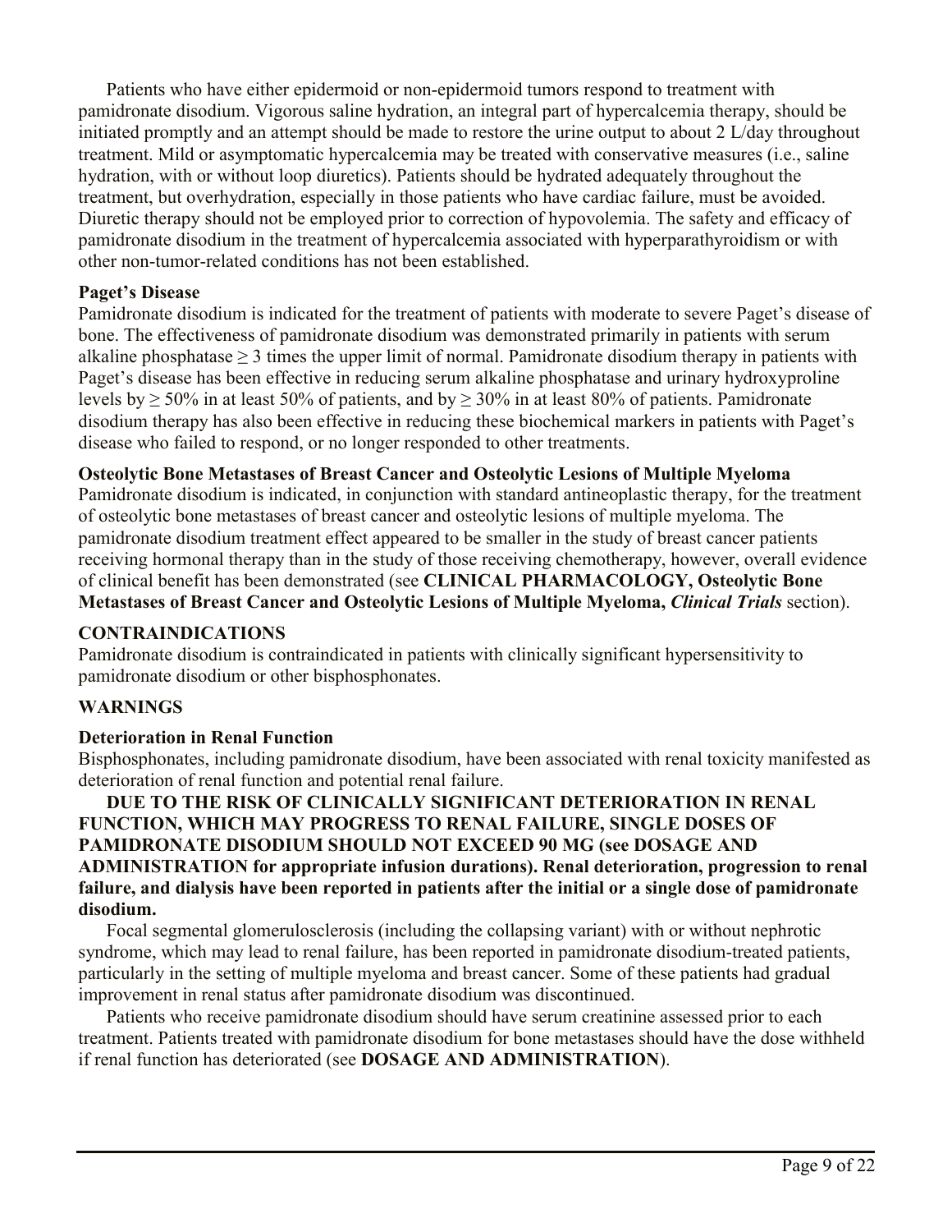Patients who have either epidermoid or non-epidermoid tumors respond to treatment with pamidronate disodium. Vigorous saline hydration, an integral part of hypercalcemia therapy, should be initiated promptly and an attempt should be made to restore the urine output to about 2 L/day throughout treatment. Mild or asymptomatic hypercalcemia may be treated with conservative measures (i.e., saline hydration, with or without loop diuretics). Patients should be hydrated adequately throughout the treatment, but overhydration, especially in those patients who have cardiac failure, must be avoided. Diuretic therapy should not be employed prior to correction of hypovolemia. The safety and efficacy of pamidronate disodium in the treatment of hypercalcemia associated with hyperparathyroidism or with other non-tumor-related conditions has not been established.

**Paget's Disease**

Pamidronate disodium is indicated for the treatment of patients with moderate to severe Paget's disease of bone. The effectiveness of pamidronate disodium was demonstrated primarily in patients with serum alkaline phosphatase $\geq 3$ times the upper limit of normal. Pamidronate disodium therapy in patients with Paget's disease has been effective in reducing serum alkaline phosphatase and urinary hydroxyproline levels by $\geq 50\%$ in at least 50% of patients, and by $\geq 30\%$ in at least 80% of patients. Pamidronate disodium therapy has also been effective in reducing these biochemical markers in patients with Paget's disease who failed to respond, or no longer responded to other treatments.

**Osteolytic Bone Metastases of Breast Cancer and Osteolytic Lesions of Multiple Myeloma**

Pamidronate disodium is indicated, in conjunction with standard antineoplastic therapy, for the treatment of osteolytic bone metastases of breast cancer and osteolytic lesions of multiple myeloma. The pamidronate disodium treatment effect appeared to be smaller in the study of breast cancer patients receiving hormonal therapy than in the study of those receiving chemotherapy, however, overall evidence of clinical benefit has been demonstrated (see **CLINICAL PHARMACOLOGY, Osteolytic Bone Metastases of Breast Cancer and Osteolytic Lesions of Multiple Myeloma,** ***Clinical Trials*** section).

## CONTRAINDICATIONS

Pamidronate disodium is contraindicated in patients with clinically significant hypersensitivity to pamidronate disodium or other bisphosphonates.

## WARNINGS

**Deterioration in Renal Function**

Bisphosphonates, including pamidronate disodium, have been associated with renal toxicity manifested as deterioration of renal function and potential renal failure.

**DUE TO THE RISK OF CLINICALLY SIGNIFICANT DETERIORATION IN RENAL FUNCTION, WHICH MAY PROGRESS TO RENAL FAILURE, SINGLE DOSES OF PAMIDRONATE DISODIUM SHOULD NOT EXCEED 90 MG (see DOSAGE AND ADMINISTRATION for appropriate infusion durations). Renal deterioration, progression to renal failure, and dialysis have been reported in patients after the initial or a single dose of pamidronate disodium.**

Focal segmental glomerulosclerosis (including the collapsing variant) with or without nephrotic syndrome, which may lead to renal failure, has been reported in pamidronate disodium-treated patients, particularly in the setting of multiple myeloma and breast cancer. Some of these patients had gradual improvement in renal status after pamidronate disodium was discontinued.

Patients who receive pamidronate disodium should have serum creatinine assessed prior to each treatment. Patients treated with pamidronate disodium for bone metastases should have the dose withheld if renal function has deteriorated (see **DOSAGE AND ADMINISTRATION**).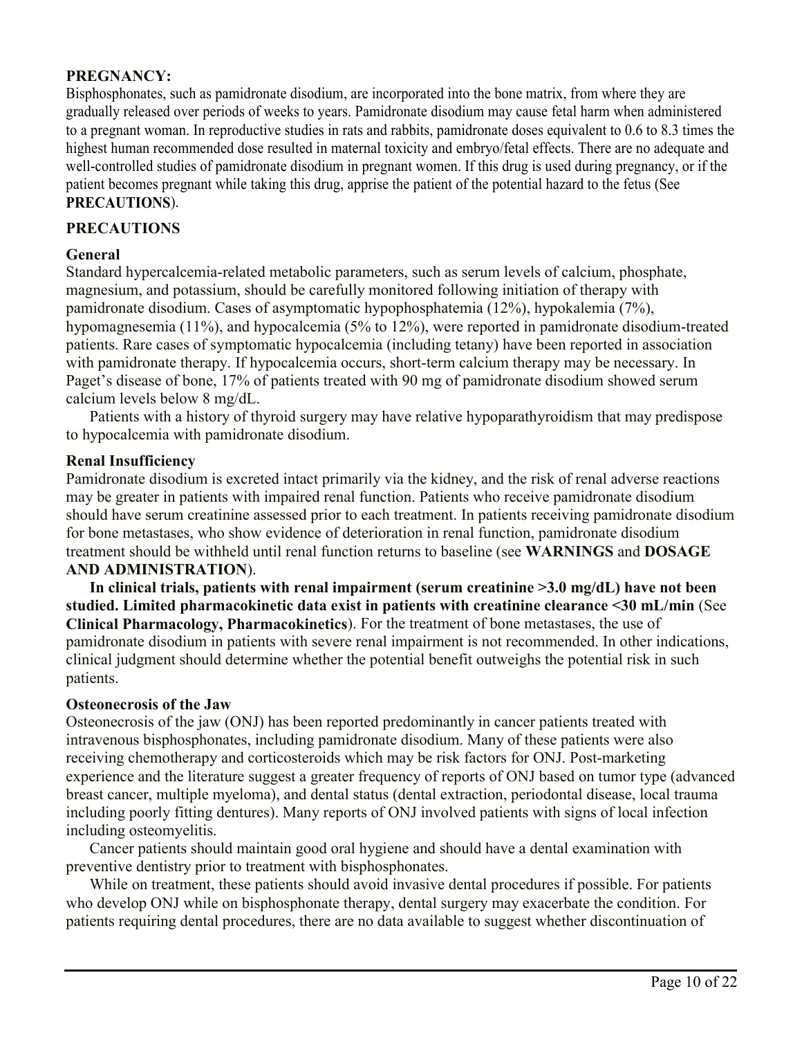**PREGNANCY:**

Bisphosphonates, such as pamidronate disodium, are incorporated into the bone matrix, from where they are gradually released over periods of weeks to years. Pamidronate disodium may cause fetal harm when administered to a pregnant woman. In reproductive studies in rats and rabbits, pamidronate doses equivalent to 0.6 to 8.3 times the highest human recommended dose resulted in maternal toxicity and embryo/fetal effects. There are no adequate and well-controlled studies of pamidronate disodium in pregnant women. If this drug is used during pregnancy, or if the patient becomes pregnant while taking this drug, apprise the patient of the potential hazard to the fetus (See **PRECAUTIONS**).

## PRECAUTIONS

### General

Standard hypercalcemia-related metabolic parameters, such as serum levels of calcium, phosphate, magnesium, and potassium, should be carefully monitored following initiation of therapy with pamidronate disodium. Cases of asymptomatic hypophosphatemia (12%), hypokalemia (7%), hypomagnesemia (11%), and hypocalcemia (5% to 12%), were reported in pamidronate disodium-treated patients. Rare cases of symptomatic hypocalcemia (including tetany) have been reported in association with pamidronate therapy. If hypocalcemia occurs, short-term calcium therapy may be necessary. In Paget's disease of bone, 17% of patients treated with 90 mg of pamidronate disodium showed serum calcium levels below 8 mg/dL.

Patients with a history of thyroid surgery may have relative hypoparathyroidism that may predispose to hypocalcemia with pamidronate disodium.

### Renal Insufficiency

Pamidronate disodium is excreted intact primarily via the kidney, and the risk of renal adverse reactions may be greater in patients with impaired renal function. Patients who receive pamidronate disodium should have serum creatinine assessed prior to each treatment. In patients receiving pamidronate disodium for bone metastases, who show evidence of deterioration in renal function, pamidronate disodium treatment should be withheld until renal function returns to baseline (see **WARNINGS** and **DOSAGE AND ADMINISTRATION**).

**In clinical trials, patients with renal impairment (serum creatinine >3.0 mg/dL) have not been studied. Limited pharmacokinetic data exist in patients with creatinine clearance <30 mL/min** (See **Clinical Pharmacology, Pharmacokinetics**). For the treatment of bone metastases, the use of pamidronate disodium in patients with severe renal impairment is not recommended. In other indications, clinical judgment should determine whether the potential benefit outweighs the potential risk in such patients.

### Osteonecrosis of the Jaw

Osteonecrosis of the jaw (ONJ) has been reported predominantly in cancer patients treated with intravenous bisphosphonates, including pamidronate disodium. Many of these patients were also receiving chemotherapy and corticosteroids which may be risk factors for ONJ. Post-marketing experience and the literature suggest a greater frequency of reports of ONJ based on tumor type (advanced breast cancer, multiple myeloma), and dental status (dental extraction, periodontal disease, local trauma including poorly fitting dentures). Many reports of ONJ involved patients with signs of local infection including osteomyelitis.

Cancer patients should maintain good oral hygiene and should have a dental examination with preventive dentistry prior to treatment with bisphosphonates.

While on treatment, these patients should avoid invasive dental procedures if possible. For patients who develop ONJ while on bisphosphonate therapy, dental surgery may exacerbate the condition. For patients requiring dental procedures, there are no data available to suggest whether discontinuation of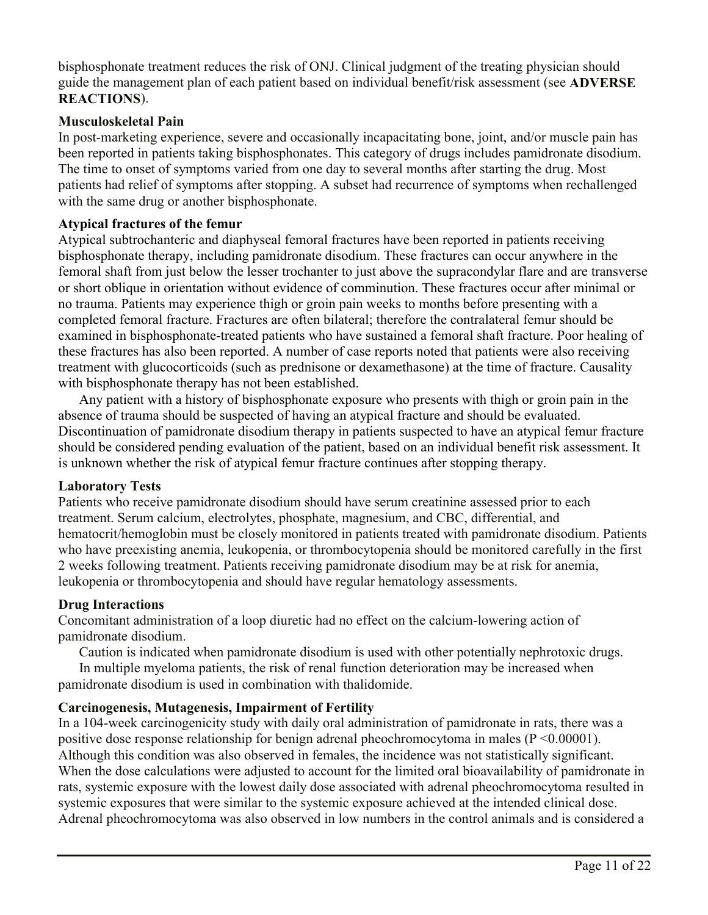bisphosphonate treatment reduces the risk of ONJ. Clinical judgment of the treating physician should guide the management plan of each patient based on individual benefit/risk assessment (see **ADVERSE REACTIONS**).

**Musculoskeletal Pain**

In post-marketing experience, severe and occasionally incapacitating bone, joint, and/or muscle pain has been reported in patients taking bisphosphonates. This category of drugs includes pamidronate disodium. The time to onset of symptoms varied from one day to several months after starting the drug. Most patients had relief of symptoms after stopping. A subset had recurrence of symptoms when rechallenged with the same drug or another bisphosphonate.

**Atypical fractures of the femur**

Atypical subtrochanteric and diaphyseal femoral fractures have been reported in patients receiving bisphosphonate therapy, including pamidronate disodium. These fractures can occur anywhere in the femoral shaft from just below the lesser trochanter to just above the supracondylar flare and are transverse or short oblique in orientation without evidence of comminution. These fractures occur after minimal or no trauma. Patients may experience thigh or groin pain weeks to months before presenting with a completed femoral fracture. Fractures are often bilateral; therefore the contralateral femur should be examined in bisphosphonate-treated patients who have sustained a femoral shaft fracture. Poor healing of these fractures has also been reported. A number of case reports noted that patients were also receiving treatment with glucocorticoids (such as prednisone or dexamethasone) at the time of fracture. Causality with bisphosphonate therapy has not been established.

Any patient with a history of bisphosphonate exposure who presents with thigh or groin pain in the absence of trauma should be suspected of having an atypical fracture and should be evaluated. Discontinuation of pamidronate disodium therapy in patients suspected to have an atypical femur fracture should be considered pending evaluation of the patient, based on an individual benefit risk assessment. It is unknown whether the risk of atypical femur fracture continues after stopping therapy.

**Laboratory Tests**

Patients who receive pamidronate disodium should have serum creatinine assessed prior to each treatment. Serum calcium, electrolytes, phosphate, magnesium, and CBC, differential, and hematocrit/hemoglobin must be closely monitored in patients treated with pamidronate disodium. Patients who have preexisting anemia, leukopenia, or thrombocytopenia should be monitored carefully in the first 2 weeks following treatment. Patients receiving pamidronate disodium may be at risk for anemia, leukopenia or thrombocytopenia and should have regular hematology assessments.

**Drug Interactions**

Concomitant administration of a loop diuretic had no effect on the calcium-lowering action of pamidronate disodium.

Caution is indicated when pamidronate disodium is used with other potentially nephrotoxic drugs.

In multiple myeloma patients, the risk of renal function deterioration may be increased when pamidronate disodium is used in combination with thalidomide.

**Carcinogenesis, Mutagenesis, Impairment of Fertility**

In a 104-week carcinogenicity study with daily oral administration of pamidronate in rats, there was a positive dose response relationship for benign adrenal pheochromocytoma in males ($P < 0.00001$). Although this condition was also observed in females, the incidence was not statistically significant. When the dose calculations were adjusted to account for the limited oral bioavailability of pamidronate in rats, systemic exposure with the lowest daily dose associated with adrenal pheochromocytoma resulted in systemic exposures that were similar to the systemic exposure achieved at the intended clinical dose. Adrenal pheochromocytoma was also observed in low numbers in the control animals and is considered a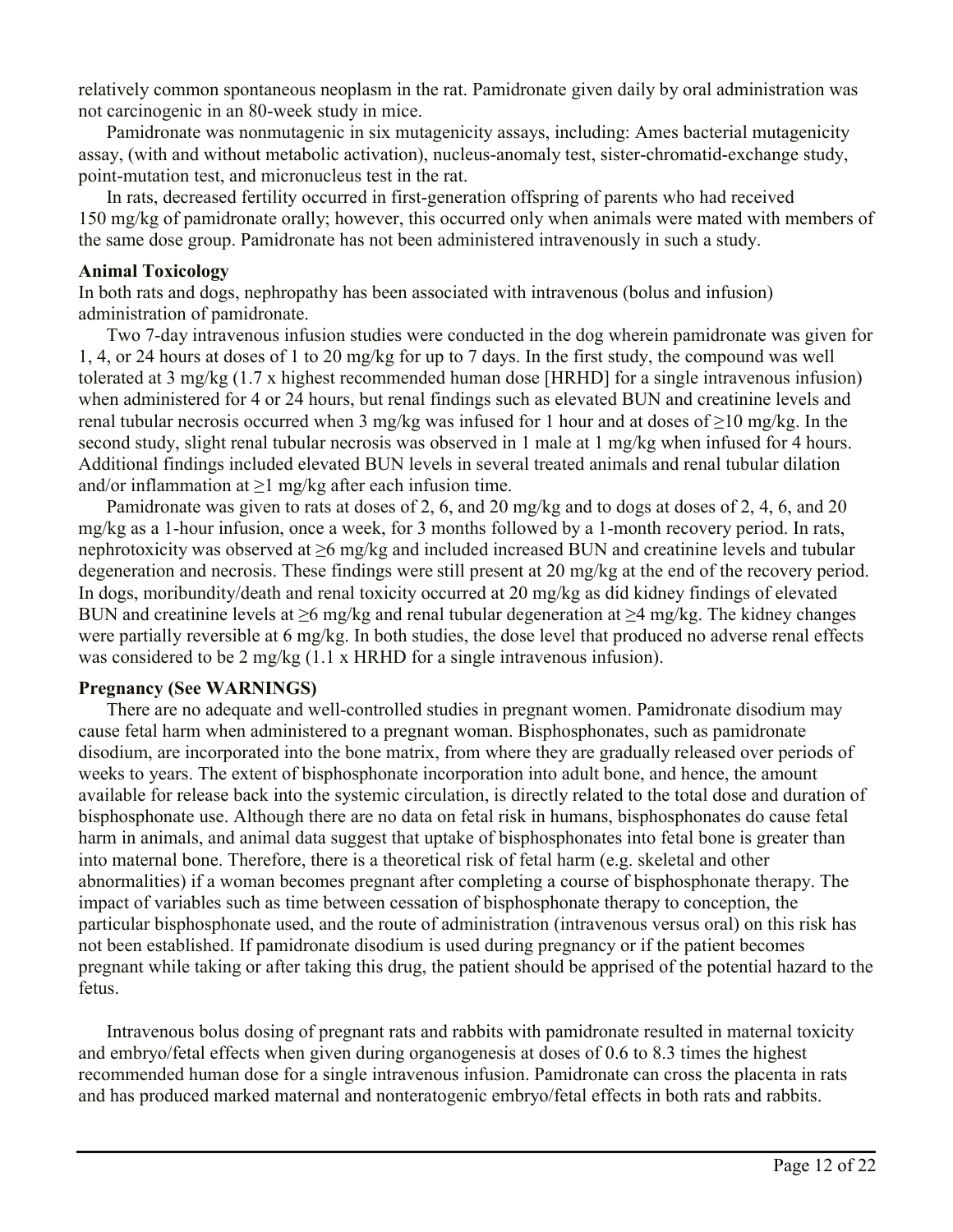relatively common spontaneous neoplasm in the rat. Pamidronate given daily by oral administration was not carcinogenic in an 80-week study in mice.

Pamidronate was nonmutagenic in six mutagenicity assays, including: Ames bacterial mutagenicity assay, (with and without metabolic activation), nucleus-anomaly test, sister-chromatid-exchange study, point-mutation test, and micronucleus test in the rat.

In rats, decreased fertility occurred in first-generation offspring of parents who had received 150 mg/kg of pamidronate orally; however, this occurred only when animals were mated with members of the same dose group. Pamidronate has not been administered intravenously in such a study.

**Animal Toxicology**

In both rats and dogs, nephropathy has been associated with intravenous (bolus and infusion) administration of pamidronate.

Two 7-day intravenous infusion studies were conducted in the dog wherein pamidronate was given for 1, 4, or 24 hours at doses of 1 to 20 mg/kg for up to 7 days. In the first study, the compound was well tolerated at 3 mg/kg (1.7 x highest recommended human dose [HRHD] for a single intravenous infusion) when administered for 4 or 24 hours, but renal findings such as elevated BUN and creatinine levels and renal tubular necrosis occurred when 3 mg/kg was infused for 1 hour and at doses of ≥10 mg/kg. In the second study, slight renal tubular necrosis was observed in 1 male at 1 mg/kg when infused for 4 hours. Additional findings included elevated BUN levels in several treated animals and renal tubular dilation and/or inflammation at ≥1 mg/kg after each infusion time.

Pamidronate was given to rats at doses of 2, 6, and 20 mg/kg and to dogs at doses of 2, 4, 6, and 20 mg/kg as a 1-hour infusion, once a week, for 3 months followed by a 1-month recovery period. In rats, nephrotoxicity was observed at ≥6 mg/kg and included increased BUN and creatinine levels and tubular degeneration and necrosis. These findings were still present at 20 mg/kg at the end of the recovery period. In dogs, moribundity/death and renal toxicity occurred at 20 mg/kg as did kidney findings of elevated BUN and creatinine levels at ≥6 mg/kg and renal tubular degeneration at ≥4 mg/kg. The kidney changes were partially reversible at 6 mg/kg. In both studies, the dose level that produced no adverse renal effects was considered to be 2 mg/kg (1.1 x HRHD for a single intravenous infusion).

**Pregnancy (See WARNINGS)**

There are no adequate and well-controlled studies in pregnant women. Pamidronate disodium may cause fetal harm when administered to a pregnant woman. Bisphosphonates, such as pamidronate disodium, are incorporated into the bone matrix, from where they are gradually released over periods of weeks to years. The extent of bisphosphonate incorporation into adult bone, and hence, the amount available for release back into the systemic circulation, is directly related to the total dose and duration of bisphosphonate use. Although there are no data on fetal risk in humans, bisphosphonates do cause fetal harm in animals, and animal data suggest that uptake of bisphosphonates into fetal bone is greater than into maternal bone. Therefore, there is a theoretical risk of fetal harm (e.g. skeletal and other abnormalities) if a woman becomes pregnant after completing a course of bisphosphonate therapy. The impact of variables such as time between cessation of bisphosphonate therapy to conception, the particular bisphosphonate used, and the route of administration (intravenous versus oral) on this risk has not been established. If pamidronate disodium is used during pregnancy or if the patient becomes pregnant while taking or after taking this drug, the patient should be apprised of the potential hazard to the fetus.

Intravenous bolus dosing of pregnant rats and rabbits with pamidronate resulted in maternal toxicity and embryo/fetal effects when given during organogenesis at doses of 0.6 to 8.3 times the highest recommended human dose for a single intravenous infusion. Pamidronate can cross the placenta in rats and has produced marked maternal and nonteratogenic embryo/fetal effects in both rats and rabbits.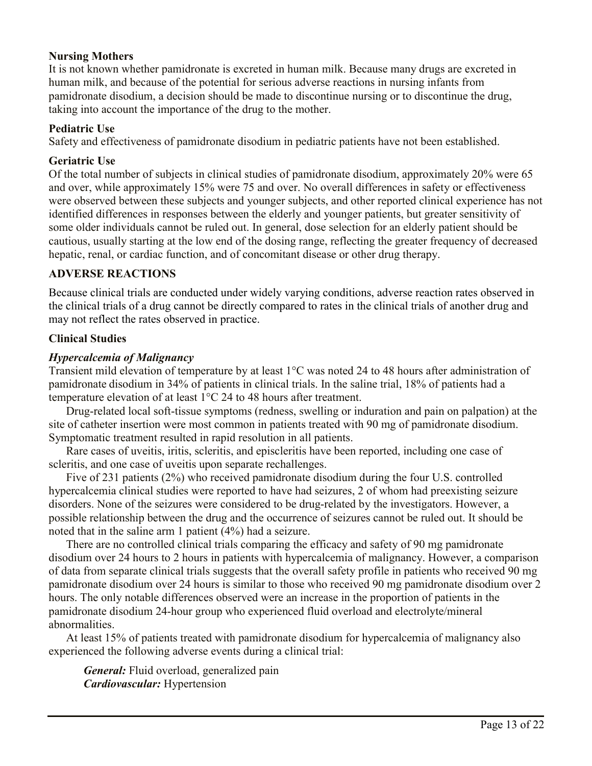### Nursing Mothers

It is not known whether pamidronate is excreted in human milk. Because many drugs are excreted in human milk, and because of the potential for serious adverse reactions in nursing infants from pamidronate disodium, a decision should be made to discontinue nursing or to discontinue the drug, taking into account the importance of the drug to the mother.

### Pediatric Use

Safety and effectiveness of pamidronate disodium in pediatric patients have not been established.

### Geriatric Use

Of the total number of subjects in clinical studies of pamidronate disodium, approximately 20% were 65 and over, while approximately 15% were 75 and over. No overall differences in safety or effectiveness were observed between these subjects and younger subjects, and other reported clinical experience has not identified differences in responses between the elderly and younger patients, but greater sensitivity of some older individuals cannot be ruled out. In general, dose selection for an elderly patient should be cautious, usually starting at the low end of the dosing range, reflecting the greater frequency of decreased hepatic, renal, or cardiac function, and of concomitant disease or other drug therapy.

## ADVERSE REACTIONS

Because clinical trials are conducted under widely varying conditions, adverse reaction rates observed in the clinical trials of a drug cannot be directly compared to rates in the clinical trials of another drug and may not reflect the rates observed in practice.

### Clinical Studies

#### *Hypercalcemia of Malignancy*

Transient mild elevation of temperature by at least 1°C was noted 24 to 48 hours after administration of pamidronate disodium in 34% of patients in clinical trials. In the saline trial, 18% of patients had a temperature elevation of at least 1°C 24 to 48 hours after treatment.

Drug-related local soft-tissue symptoms (redness, swelling or induration and pain on palpation) at the site of catheter insertion were most common in patients treated with 90 mg of pamidronate disodium. Symptomatic treatment resulted in rapid resolution in all patients.

Rare cases of uveitis, iritis, scleritis, and episcleritis have been reported, including one case of scleritis, and one case of uveitis upon separate rechallenges.

Five of 231 patients (2%) who received pamidronate disodium during the four U.S. controlled hypercalcemia clinical studies were reported to have had seizures, 2 of whom had preexisting seizure disorders. None of the seizures were considered to be drug-related by the investigators. However, a possible relationship between the drug and the occurrence of seizures cannot be ruled out. It should be noted that in the saline arm 1 patient (4%) had a seizure.

There are no controlled clinical trials comparing the efficacy and safety of 90 mg pamidronate disodium over 24 hours to 2 hours in patients with hypercalcemia of malignancy. However, a comparison of data from separate clinical trials suggests that the overall safety profile in patients who received 90 mg pamidronate disodium over 24 hours is similar to those who received 90 mg pamidronate disodium over 2 hours. The only notable differences observed were an increase in the proportion of patients in the pamidronate disodium 24-hour group who experienced fluid overload and electrolyte/mineral abnormalities.

At least 15% of patients treated with pamidronate disodium for hypercalcemia of malignancy also experienced the following adverse events during a clinical trial:

***General:*** Fluid overload, generalized pain
***Cardiovascular:*** Hypertension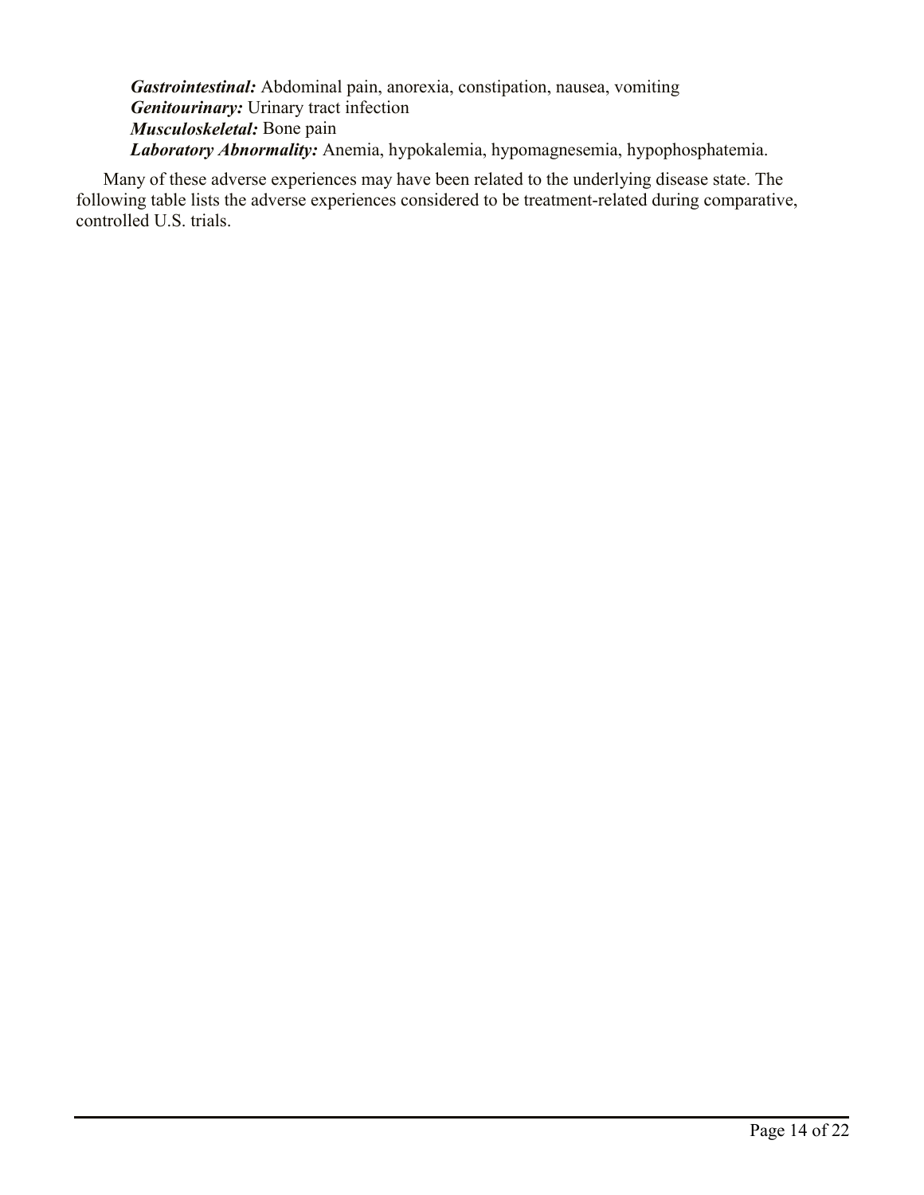***Gastrointestinal:*** Abdominal pain, anorexia, constipation, nausea, vomiting
***Genitourinary:*** Urinary tract infection
***Musculoskeletal:*** Bone pain
***Laboratory Abnormality:*** Anemia, hypokalemia, hypomagnesemia, hypophosphatemia.

Many of these adverse experiences may have been related to the underlying disease state. The following table lists the adverse experiences considered to be treatment-related during comparative, controlled U.S. trials.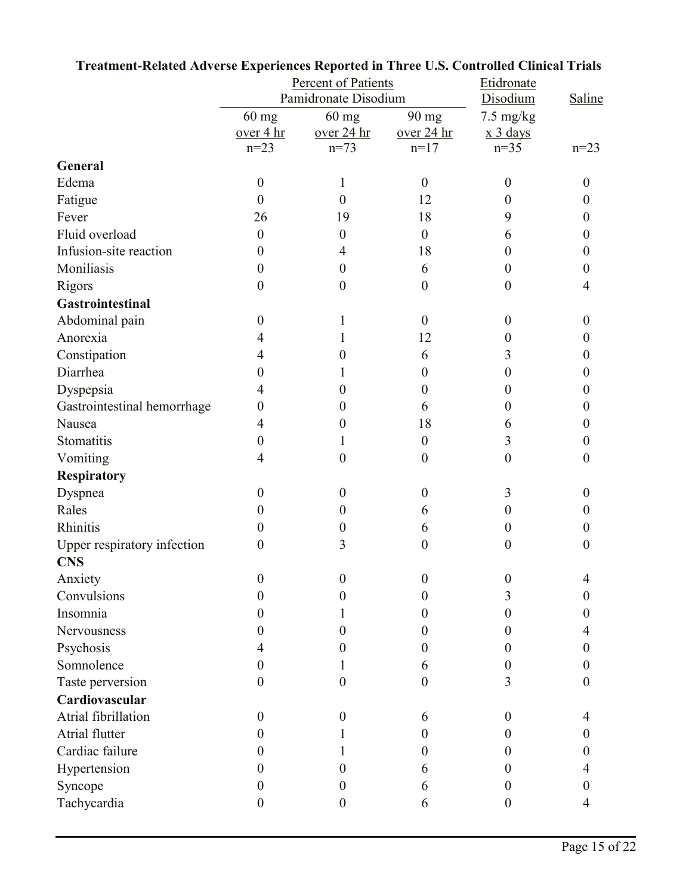**Treatment-Related Adverse Experiences Reported in Three U.S. Controlled Clinical Trials**

| | Percent of Patients Pamidronate Disodium | | | Etidronate Disodium | Saline |
|---|---|---|---|---|---|
| | 60 mg over 4 hr n=23 | 60 mg over 24 hr n=73 | 90 mg over 24 hr n=17 | 7.5 mg/kg x 3 days n=35 | n=23 |
| **General** | | | | | |
| Edema | 0 | 1 | 0 | 0 | 0 |
| Fatigue | 0 | 0 | 12 | 0 | 0 |
| Fever | 26 | 19 | 18 | 9 | 0 |
| Fluid overload | 0 | 0 | 0 | 6 | 0 |
| Infusion-site reaction | 0 | 4 | 18 | 0 | 0 |
| Moniliasis | 0 | 0 | 6 | 0 | 0 |
| Rigors | 0 | 0 | 0 | 0 | 4 |
| **Gastrointestinal** | | | | | |
| Abdominal pain | 0 | 1 | 0 | 0 | 0 |
| Anorexia | 4 | 1 | 12 | 0 | 0 |
| Constipation | 4 | 0 | 6 | 3 | 0 |
| Diarrhea | 0 | 1 | 0 | 0 | 0 |
| Dyspepsia | 4 | 0 | 0 | 0 | 0 |
| Gastrointestinal hemorrhage | 0 | 0 | 6 | 0 | 0 |
| Nausea | 4 | 0 | 18 | 6 | 0 |
| Stomatitis | 0 | 1 | 0 | 3 | 0 |
| Vomiting | 4 | 0 | 0 | 0 | 0 |
| **Respiratory** | | | | | |
| Dyspnea | 0 | 0 | 0 | 3 | 0 |
| Rales | 0 | 0 | 6 | 0 | 0 |
| Rhinitis | 0 | 0 | 6 | 0 | 0 |
| Upper respiratory infection | 0 | 3 | 0 | 0 | 0 |
| **CNS** | | | | | |
| Anxiety | 0 | 0 | 0 | 0 | 4 |
| Convulsions | 0 | 0 | 0 | 3 | 0 |
| Insomnia | 0 | 1 | 0 | 0 | 0 |
| Nervousness | 0 | 0 | 0 | 0 | 4 |
| Psychosis | 4 | 0 | 0 | 0 | 0 |
| Somnolence | 0 | 1 | 6 | 0 | 0 |
| Taste perversion | 0 | 0 | 0 | 3 | 0 |
| **Cardiovascular** | | | | | |
| Atrial fibrillation | 0 | 0 | 6 | 0 | 4 |
| Atrial flutter | 0 | 1 | 0 | 0 | 0 |
| Cardiac failure | 0 | 1 | 0 | 0 | 0 |
| Hypertension | 0 | 0 | 6 | 0 | 4 |
| Syncope | 0 | 0 | 6 | 0 | 0 |
| Tachycardia | 0 | 0 | 6 | 0 | 4 |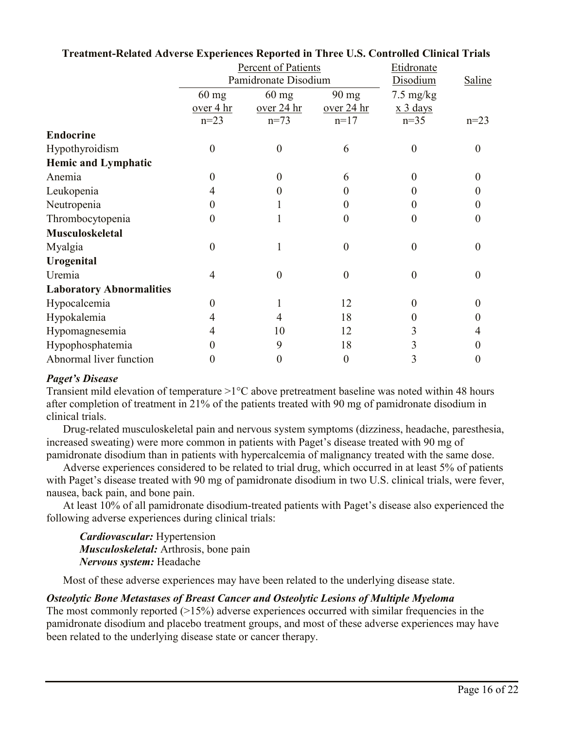**Treatment-Related Adverse Experiences Reported in Three U.S. Controlled Clinical Trials**

| | Percent of Patients Pamidronate Disodium | | | Etidronate Disodium | Saline |
|---|---|---|---|---|---|
| | 60 mg over 4 hr n=23 | 60 mg over 24 hr n=73 | 90 mg over 24 hr n=17 | 7.5 mg/kg x 3 days n=35 | n=23 |
| **Endocrine** | | | | | |
| Hypothyroidism | 0 | 0 | 6 | 0 | 0 |
| **Hemic and Lymphatic** | | | | | |
| Anemia | 0 | 0 | 6 | 0 | 0 |
| Leukopenia | 4 | 0 | 0 | 0 | 0 |
| Neutropenia | 0 | 1 | 0 | 0 | 0 |
| Thrombocytopenia | 0 | 1 | 0 | 0 | 0 |
| **Musculoskeletal** | | | | | |
| Myalgia | 0 | 1 | 0 | 0 | 0 |
| **Urogenital** | | | | | |
| Uremia | 4 | 0 | 0 | 0 | 0 |
| **Laboratory Abnormalities** | | | | | |
| Hypocalcemia | 0 | 1 | 12 | 0 | 0 |
| Hypokalemia | 4 | 4 | 18 | 0 | 0 |
| Hypomagnesemia | 4 | 10 | 12 | 3 | 4 |
| Hypophosphatemia | 0 | 9 | 18 | 3 | 0 |
| Abnormal liver function | 0 | 0 | 0 | 3 | 0 |

***Paget's Disease***

Transient mild elevation of temperature >1°C above pretreatment baseline was noted within 48 hours after completion of treatment in 21% of the patients treated with 90 mg of pamidronate disodium in clinical trials.

Drug-related musculoskeletal pain and nervous system symptoms (dizziness, headache, paresthesia, increased sweating) were more common in patients with Paget's disease treated with 90 mg of pamidronate disodium than in patients with hypercalcemia of malignancy treated with the same dose.

Adverse experiences considered to be related to trial drug, which occurred in at least 5% of patients with Paget's disease treated with 90 mg of pamidronate disodium in two U.S. clinical trials, were fever, nausea, back pain, and bone pain.

At least 10% of all pamidronate disodium-treated patients with Paget's disease also experienced the following adverse experiences during clinical trials:

*Cardiovascular:* Hypertension
*Musculoskeletal:* Arthrosis, bone pain
*Nervous system:* Headache

Most of these adverse experiences may have been related to the underlying disease state.

***Osteolytic Bone Metastases of Breast Cancer and Osteolytic Lesions of Multiple Myeloma***

The most commonly reported (>15%) adverse experiences occurred with similar frequencies in the pamidronate disodium and placebo treatment groups, and most of these adverse experiences may have been related to the underlying disease state or cancer therapy.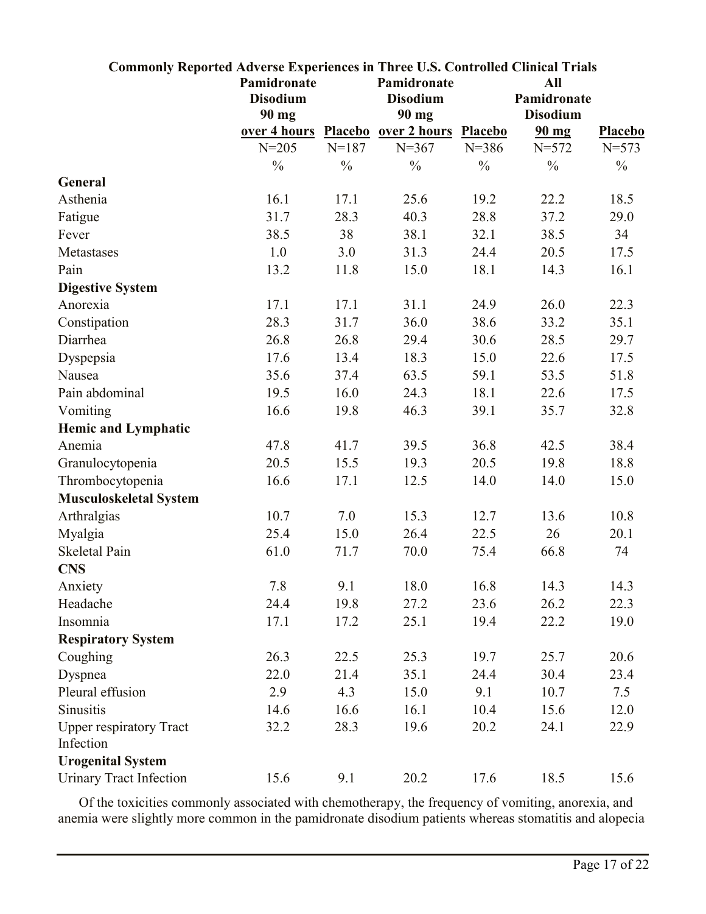**Commonly Reported Adverse Experiences in Three U.S. Controlled Clinical Trials**

| | Pamidronate Disodium 90 mg over 4 hours | Placebo | Pamidronate Disodium 90 mg over 2 hours | Placebo | All Pamidronate Disodium 90 mg | Placebo |
|---|---|---|---|---|---|---|
| | N=205 | N=187 | N=367 | N=386 | N=572 | N=573 |
| | % | % | % | % | % | % |
| **General** | | | | | | |
| Asthenia | 16.1 | 17.1 | 25.6 | 19.2 | 22.2 | 18.5 |
| Fatigue | 31.7 | 28.3 | 40.3 | 28.8 | 37.2 | 29.0 |
| Fever | 38.5 | 38 | 38.1 | 32.1 | 38.5 | 34 |
| Metastases | 1.0 | 3.0 | 31.3 | 24.4 | 20.5 | 17.5 |
| Pain | 13.2 | 11.8 | 15.0 | 18.1 | 14.3 | 16.1 |
| **Digestive System** | | | | | | |
| Anorexia | 17.1 | 17.1 | 31.1 | 24.9 | 26.0 | 22.3 |
| Constipation | 28.3 | 31.7 | 36.0 | 38.6 | 33.2 | 35.1 |
| Diarrhea | 26.8 | 26.8 | 29.4 | 30.6 | 28.5 | 29.7 |
| Dyspepsia | 17.6 | 13.4 | 18.3 | 15.0 | 22.6 | 17.5 |
| Nausea | 35.6 | 37.4 | 63.5 | 59.1 | 53.5 | 51.8 |
| Pain abdominal | 19.5 | 16.0 | 24.3 | 18.1 | 22.6 | 17.5 |
| Vomiting | 16.6 | 19.8 | 46.3 | 39.1 | 35.7 | 32.8 |
| **Hemic and Lymphatic** | | | | | | |
| Anemia | 47.8 | 41.7 | 39.5 | 36.8 | 42.5 | 38.4 |
| Granulocytopenia | 20.5 | 15.5 | 19.3 | 20.5 | 19.8 | 18.8 |
| Thrombocytopenia | 16.6 | 17.1 | 12.5 | 14.0 | 14.0 | 15.0 |
| **Musculoskeletal System** | | | | | | |
| Arthralgias | 10.7 | 7.0 | 15.3 | 12.7 | 13.6 | 10.8 |
| Myalgia | 25.4 | 15.0 | 26.4 | 22.5 | 26 | 20.1 |
| Skeletal Pain | 61.0 | 71.7 | 70.0 | 75.4 | 66.8 | 74 |
| **CNS** | | | | | | |
| Anxiety | 7.8 | 9.1 | 18.0 | 16.8 | 14.3 | 14.3 |
| Headache | 24.4 | 19.8 | 27.2 | 23.6 | 26.2 | 22.3 |
| Insomnia | 17.1 | 17.2 | 25.1 | 19.4 | 22.2 | 19.0 |
| **Respiratory System** | | | | | | |
| Coughing | 26.3 | 22.5 | 25.3 | 19.7 | 25.7 | 20.6 |
| Dyspnea | 22.0 | 21.4 | 35.1 | 24.4 | 30.4 | 23.4 |
| Pleural effusion | 2.9 | 4.3 | 15.0 | 9.1 | 10.7 | 7.5 |
| Sinusitis | 14.6 | 16.6 | 16.1 | 10.4 | 15.6 | 12.0 |
| Upper respiratory Tract Infection | 32.2 | 28.3 | 19.6 | 20.2 | 24.1 | 22.9 |
| **Urogenital System** | | | | | | |
| Urinary Tract Infection | 15.6 | 9.1 | 20.2 | 17.6 | 18.5 | 15.6 |

Of the toxicities commonly associated with chemotherapy, the frequency of vomiting, anorexia, and anemia were slightly more common in the pamidronate disodium patients whereas stomatitis and alopecia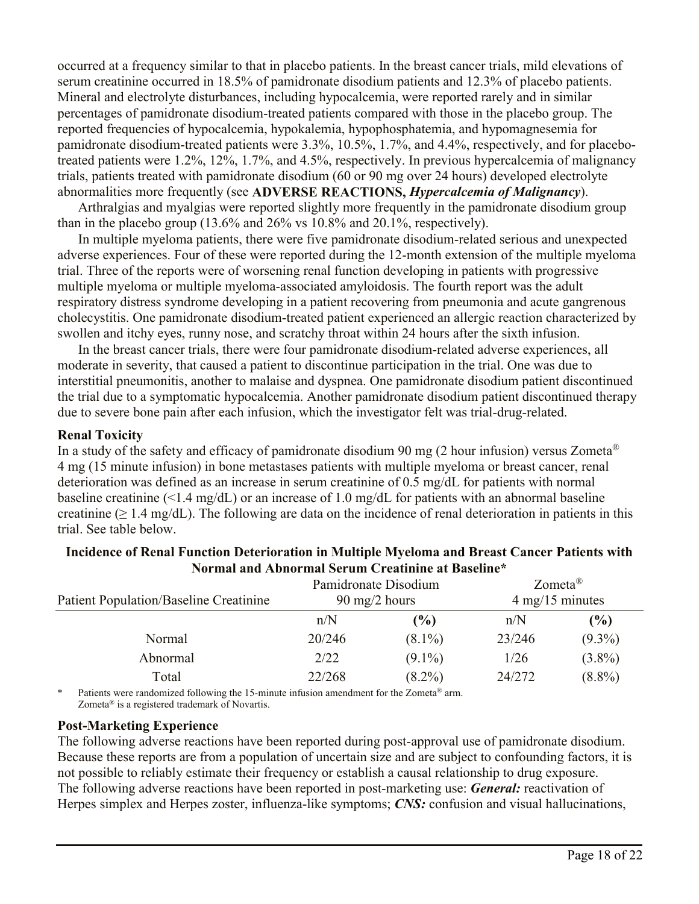occurred at a frequency similar to that in placebo patients. In the breast cancer trials, mild elevations of serum creatinine occurred in 18.5% of pamidronate disodium patients and 12.3% of placebo patients. Mineral and electrolyte disturbances, including hypocalcemia, were reported rarely and in similar percentages of pamidronate disodium-treated patients compared with those in the placebo group. The reported frequencies of hypocalcemia, hypokalemia, hypophosphatemia, and hypomagnesemia for pamidronate disodium-treated patients were 3.3%, 10.5%, 1.7%, and 4.4%, respectively, and for placebo-treated patients were 1.2%, 12%, 1.7%, and 4.5%, respectively. In previous hypercalcemia of malignancy trials, patients treated with pamidronate disodium (60 or 90 mg over 24 hours) developed electrolyte abnormalities more frequently (see **ADVERSE REACTIONS,** ***Hypercalcemia of Malignancy***).

Arthralgias and myalgias were reported slightly more frequently in the pamidronate disodium group than in the placebo group (13.6% and 26% vs 10.8% and 20.1%, respectively).

In multiple myeloma patients, there were five pamidronate disodium-related serious and unexpected adverse experiences. Four of these were reported during the 12-month extension of the multiple myeloma trial. Three of the reports were of worsening renal function developing in patients with progressive multiple myeloma or multiple myeloma-associated amyloidosis. The fourth report was the adult respiratory distress syndrome developing in a patient recovering from pneumonia and acute gangrenous cholecystitis. One pamidronate disodium-treated patient experienced an allergic reaction characterized by swollen and itchy eyes, runny nose, and scratchy throat within 24 hours after the sixth infusion.

In the breast cancer trials, there were four pamidronate disodium-related adverse experiences, all moderate in severity, that caused a patient to discontinue participation in the trial. One was due to interstitial pneumonitis, another to malaise and dyspnea. One pamidronate disodium patient discontinued the trial due to a symptomatic hypocalcemia. Another pamidronate disodium patient discontinued therapy due to severe bone pain after each infusion, which the investigator felt was trial-drug-related.

**Renal Toxicity**

In a study of the safety and efficacy of pamidronate disodium 90 mg (2 hour infusion) versus Zometa® 4 mg (15 minute infusion) in bone metastases patients with multiple myeloma or breast cancer, renal deterioration was defined as an increase in serum creatinine of 0.5 mg/dL for patients with normal baseline creatinine (<1.4 mg/dL) or an increase of 1.0 mg/dL for patients with an abnormal baseline creatinine (≥ 1.4 mg/dL). The following are data on the incidence of renal deterioration in patients in this trial. See table below.

**Incidence of Renal Function Deterioration in Multiple Myeloma and Breast Cancer Patients with Normal and Abnormal Serum Creatinine at Baseline***

| Patient Population/Baseline Creatinine | Pamidronate Disodium 90 mg/2 hours | | Zometa® 4 mg/15 minutes | |
|---|---|---|---|---|
| | n/N | **(%)** | n/N | **(%)** |
| Normal | 20/246 | (8.1%) | 23/246 | (9.3%) |
| Abnormal | 2/22 | (9.1%) | 1/26 | (3.8%) |
| Total | 22/268 | (8.2%) | 24/272 | (8.8%) |

\* Patients were randomized following the 15-minute infusion amendment for the Zometa® arm.
Zometa® is a registered trademark of Novartis.

**Post-Marketing Experience**

The following adverse reactions have been reported during post-approval use of pamidronate disodium. Because these reports are from a population of uncertain size and are subject to confounding factors, it is not possible to reliably estimate their frequency or establish a causal relationship to drug exposure. The following adverse reactions have been reported in post-marketing use: ***General:*** reactivation of Herpes simplex and Herpes zoster, influenza-like symptoms; ***CNS:*** confusion and visual hallucinations,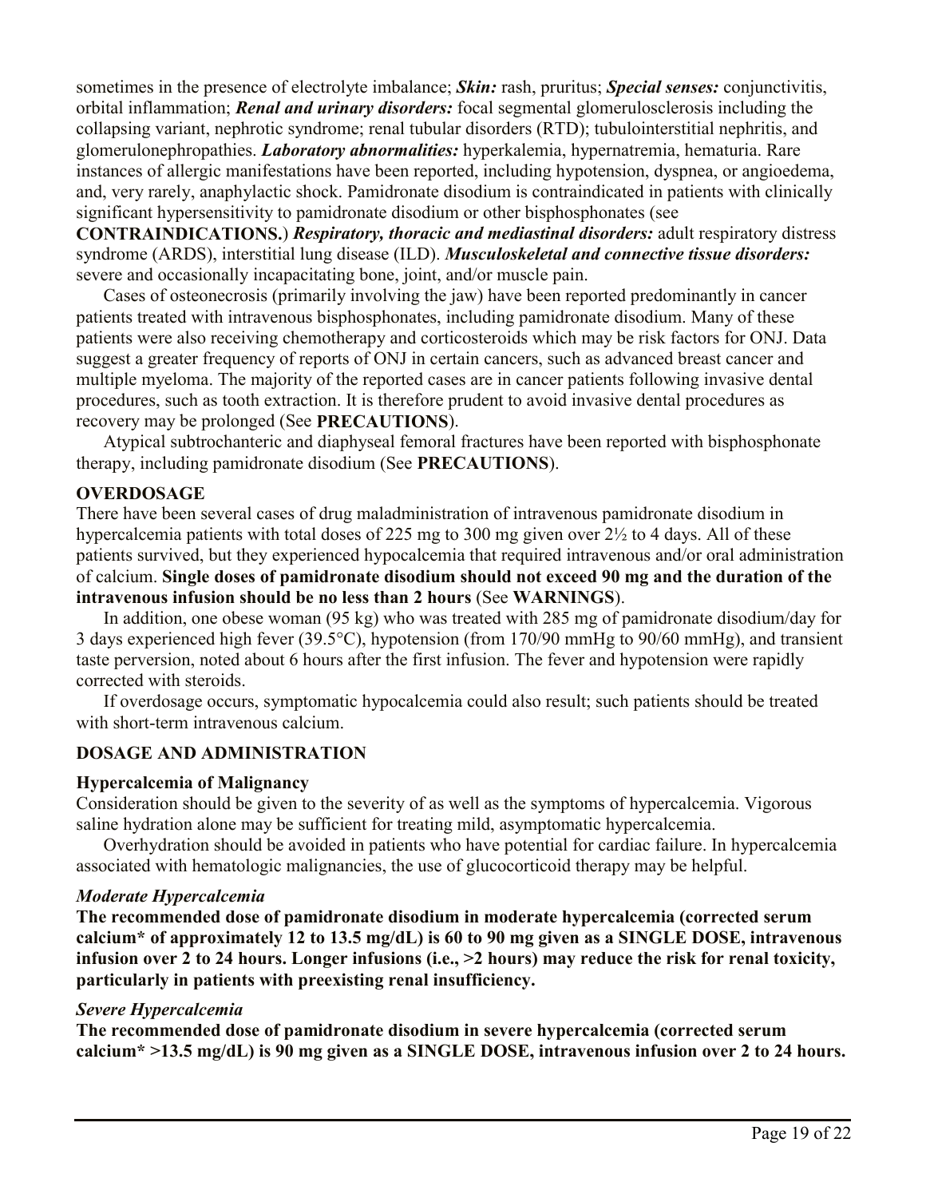sometimes in the presence of electrolyte imbalance; ***Skin:*** rash, pruritus; ***Special senses:*** conjunctivitis, orbital inflammation; ***Renal and urinary disorders:*** focal segmental glomerulosclerosis including the collapsing variant, nephrotic syndrome; renal tubular disorders (RTD); tubulointerstitial nephritis, and glomerulonephropathies. ***Laboratory abnormalities:*** hyperkalemia, hypernatremia, hematuria. Rare instances of allergic manifestations have been reported, including hypotension, dyspnea, or angioedema, and, very rarely, anaphylactic shock. Pamidronate disodium is contraindicated in patients with clinically significant hypersensitivity to pamidronate disodium or other bisphosphonates (see **CONTRAINDICATIONS.**) ***Respiratory, thoracic and mediastinal disorders:*** adult respiratory distress syndrome (ARDS), interstitial lung disease (ILD). ***Musculoskeletal and connective tissue disorders:*** severe and occasionally incapacitating bone, joint, and/or muscle pain.

Cases of osteonecrosis (primarily involving the jaw) have been reported predominantly in cancer patients treated with intravenous bisphosphonates, including pamidronate disodium. Many of these patients were also receiving chemotherapy and corticosteroids which may be risk factors for ONJ. Data suggest a greater frequency of reports of ONJ in certain cancers, such as advanced breast cancer and multiple myeloma. The majority of the reported cases are in cancer patients following invasive dental procedures, such as tooth extraction. It is therefore prudent to avoid invasive dental procedures as recovery may be prolonged (See **PRECAUTIONS**).

Atypical subtrochanteric and diaphyseal femoral fractures have been reported with bisphosphonate therapy, including pamidronate disodium (See **PRECAUTIONS**).

## OVERDOSAGE

There have been several cases of drug maladministration of intravenous pamidronate disodium in hypercalcemia patients with total doses of 225 mg to 300 mg given over 2½ to 4 days. All of these patients survived, but they experienced hypocalcemia that required intravenous and/or oral administration of calcium. **Single doses of pamidronate disodium should not exceed 90 mg and the duration of the intravenous infusion should be no less than 2 hours** (See **WARNINGS**).

In addition, one obese woman (95 kg) who was treated with 285 mg of pamidronate disodium/day for 3 days experienced high fever (39.5°C), hypotension (from 170/90 mmHg to 90/60 mmHg), and transient taste perversion, noted about 6 hours after the first infusion. The fever and hypotension were rapidly corrected with steroids.

If overdosage occurs, symptomatic hypocalcemia could also result; such patients should be treated with short-term intravenous calcium.

## DOSAGE AND ADMINISTRATION

### Hypercalcemia of Malignancy

Consideration should be given to the severity of as well as the symptoms of hypercalcemia. Vigorous saline hydration alone may be sufficient for treating mild, asymptomatic hypercalcemia.

Overhydration should be avoided in patients who have potential for cardiac failure. In hypercalcemia associated with hematologic malignancies, the use of glucocorticoid therapy may be helpful.

#### *Moderate Hypercalcemia*

**The recommended dose of pamidronate disodium in moderate hypercalcemia (corrected serum calcium* of approximately 12 to 13.5 mg/dL) is 60 to 90 mg given as a SINGLE DOSE, intravenous infusion over 2 to 24 hours. Longer infusions (i.e., >2 hours) may reduce the risk for renal toxicity, particularly in patients with preexisting renal insufficiency.**

#### *Severe Hypercalcemia*

**The recommended dose of pamidronate disodium in severe hypercalcemia (corrected serum calcium* >13.5 mg/dL) is 90 mg given as a SINGLE DOSE, intravenous infusion over 2 to 24 hours.**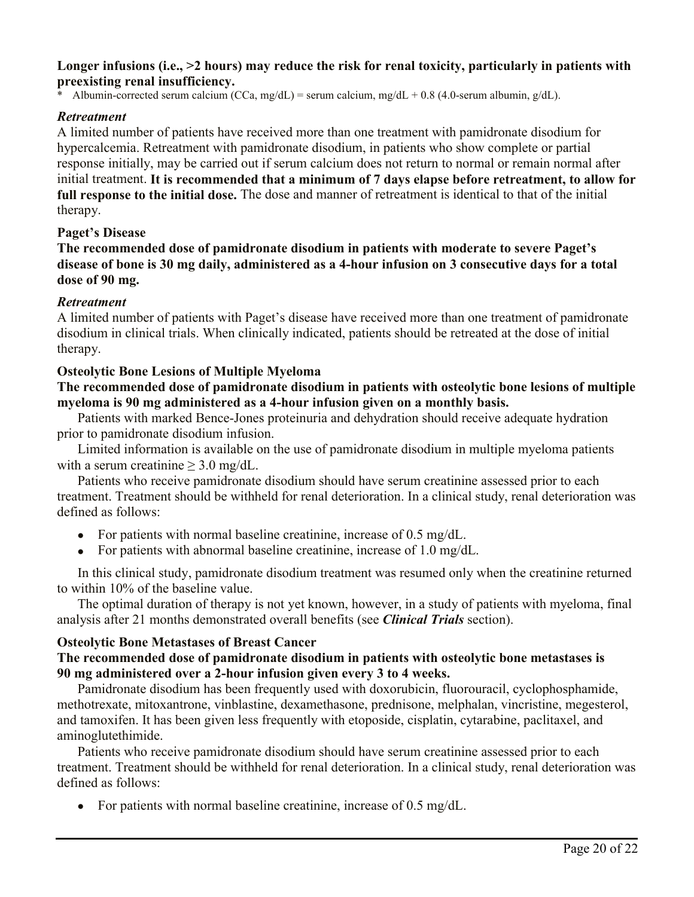**Longer infusions (i.e., >2 hours) may reduce the risk for renal toxicity, particularly in patients with preexisting renal insufficiency.**

\* Albumin-corrected serum calcium (CCa, mg/dL) = serum calcium, mg/dL + 0.8 (4.0-serum albumin, g/dL).

### *Retreatment*

A limited number of patients have received more than one treatment with pamidronate disodium for hypercalcemia. Retreatment with pamidronate disodium, in patients who show complete or partial response initially, may be carried out if serum calcium does not return to normal or remain normal after initial treatment. **It is recommended that a minimum of 7 days elapse before retreatment, to allow for full response to the initial dose.** The dose and manner of retreatment is identical to that of the initial therapy.

## Paget's Disease

**The recommended dose of pamidronate disodium in patients with moderate to severe Paget's disease of bone is 30 mg daily, administered as a 4-hour infusion on 3 consecutive days for a total dose of 90 mg.**

### *Retreatment*

A limited number of patients with Paget's disease have received more than one treatment of pamidronate disodium in clinical trials. When clinically indicated, patients should be retreated at the dose of initial therapy.

## Osteolytic Bone Lesions of Multiple Myeloma

**The recommended dose of pamidronate disodium in patients with osteolytic bone lesions of multiple myeloma is 90 mg administered as a 4-hour infusion given on a monthly basis.**

Patients with marked Bence-Jones proteinuria and dehydration should receive adequate hydration prior to pamidronate disodium infusion.

Limited information is available on the use of pamidronate disodium in multiple myeloma patients with a serum creatinine ≥ 3.0 mg/dL.

Patients who receive pamidronate disodium should have serum creatinine assessed prior to each treatment. Treatment should be withheld for renal deterioration. In a clinical study, renal deterioration was defined as follows:

- For patients with normal baseline creatinine, increase of 0.5 mg/dL.
- For patients with abnormal baseline creatinine, increase of 1.0 mg/dL.

In this clinical study, pamidronate disodium treatment was resumed only when the creatinine returned to within 10% of the baseline value.

The optimal duration of therapy is not yet known, however, in a study of patients with myeloma, final analysis after 21 months demonstrated overall benefits (see ***Clinical Trials*** section).

## Osteolytic Bone Metastases of Breast Cancer

**The recommended dose of pamidronate disodium in patients with osteolytic bone metastases is 90 mg administered over a 2-hour infusion given every 3 to 4 weeks.**

Pamidronate disodium has been frequently used with doxorubicin, fluorouracil, cyclophosphamide, methotrexate, mitoxantrone, vinblastine, dexamethasone, prednisone, melphalan, vincristine, megesterol, and tamoxifen. It has been given less frequently with etoposide, cisplatin, cytarabine, paclitaxel, and aminoglutethimide.

Patients who receive pamidronate disodium should have serum creatinine assessed prior to each treatment. Treatment should be withheld for renal deterioration. In a clinical study, renal deterioration was defined as follows:

- For patients with normal baseline creatinine, increase of 0.5 mg/dL.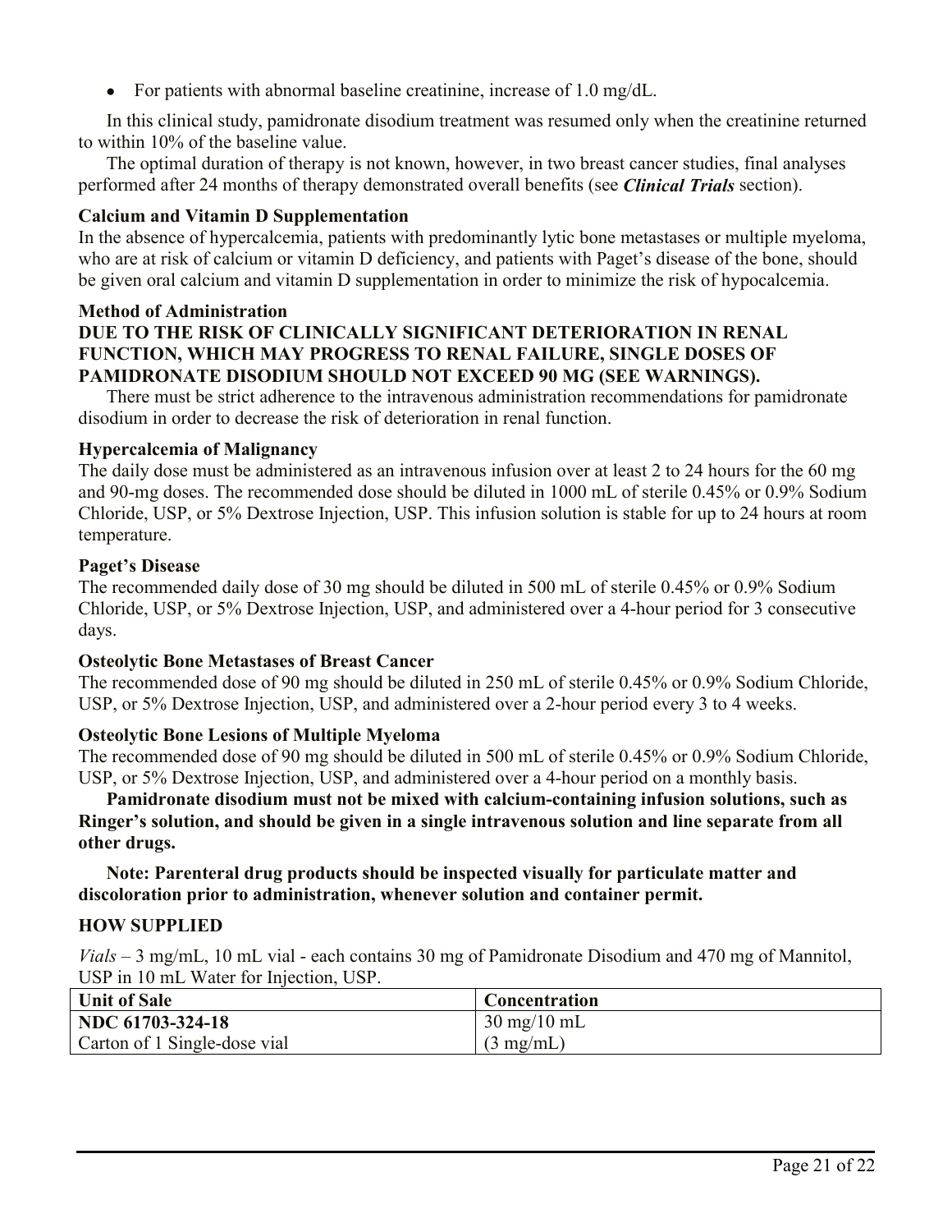- For patients with abnormal baseline creatinine, increase of 1.0 mg/dL.

In this clinical study, pamidronate disodium treatment was resumed only when the creatinine returned to within 10% of the baseline value.

The optimal duration of therapy is not known, however, in two breast cancer studies, final analyses performed after 24 months of therapy demonstrated overall benefits (see ***Clinical Trials*** section).

**Calcium and Vitamin D Supplementation**

In the absence of hypercalcemia, patients with predominantly lytic bone metastases or multiple myeloma, who are at risk of calcium or vitamin D deficiency, and patients with Paget's disease of the bone, should be given oral calcium and vitamin D supplementation in order to minimize the risk of hypocalcemia.

**Method of Administration**

**DUE TO THE RISK OF CLINICALLY SIGNIFICANT DETERIORATION IN RENAL FUNCTION, WHICH MAY PROGRESS TO RENAL FAILURE, SINGLE DOSES OF PAMIDRONATE DISODIUM SHOULD NOT EXCEED 90 MG (SEE WARNINGS).**

There must be strict adherence to the intravenous administration recommendations for pamidronate disodium in order to decrease the risk of deterioration in renal function.

**Hypercalcemia of Malignancy**

The daily dose must be administered as an intravenous infusion over at least 2 to 24 hours for the 60 mg and 90-mg doses. The recommended dose should be diluted in 1000 mL of sterile 0.45% or 0.9% Sodium Chloride, USP, or 5% Dextrose Injection, USP. This infusion solution is stable for up to 24 hours at room temperature.

**Paget's Disease**

The recommended daily dose of 30 mg should be diluted in 500 mL of sterile 0.45% or 0.9% Sodium Chloride, USP, or 5% Dextrose Injection, USP, and administered over a 4-hour period for 3 consecutive days.

**Osteolytic Bone Metastases of Breast Cancer**

The recommended dose of 90 mg should be diluted in 250 mL of sterile 0.45% or 0.9% Sodium Chloride, USP, or 5% Dextrose Injection, USP, and administered over a 2-hour period every 3 to 4 weeks.

**Osteolytic Bone Lesions of Multiple Myeloma**

The recommended dose of 90 mg should be diluted in 500 mL of sterile 0.45% or 0.9% Sodium Chloride, USP, or 5% Dextrose Injection, USP, and administered over a 4-hour period on a monthly basis.

**Pamidronate disodium must not be mixed with calcium-containing infusion solutions, such as Ringer's solution, and should be given in a single intravenous solution and line separate from all other drugs.**

**Note: Parenteral drug products should be inspected visually for particulate matter and discoloration prior to administration, whenever solution and container permit.**

**HOW SUPPLIED**

*Vials* – 3 mg/mL, 10 mL vial - each contains 30 mg of Pamidronate Disodium and 470 mg of Mannitol, USP in 10 mL Water for Injection, USP.

| Unit of Sale | Concentration |
|---|---|
| **NDC 61703-324-18**<br>Carton of 1 Single-dose vial | 30 mg/10 mL<br>(3 mg/mL) |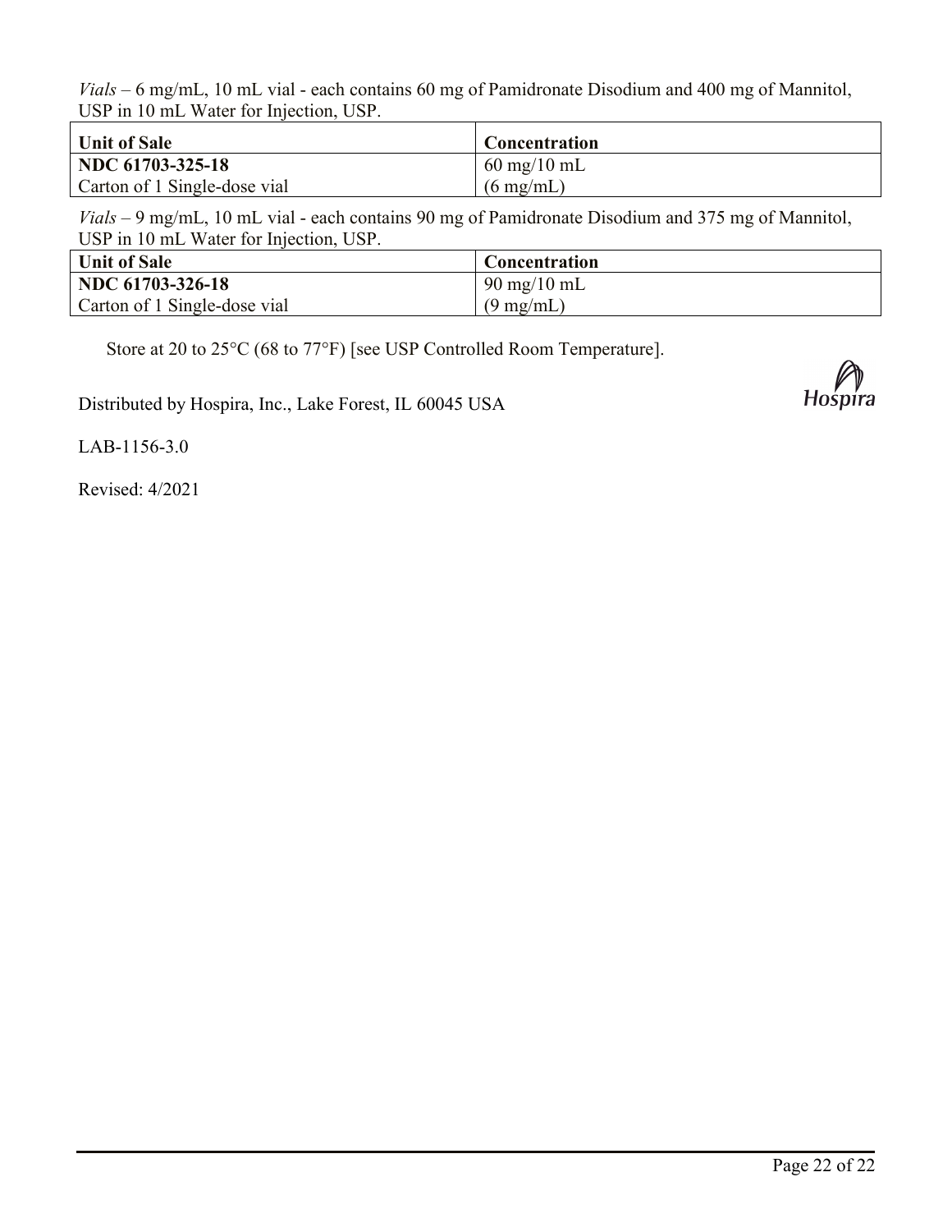*Vials* – 6 mg/mL, 10 mL vial - each contains 60 mg of Pamidronate Disodium and 400 mg of Mannitol, USP in 10 mL Water for Injection, USP.

| **Unit of Sale** | **Concentration** |
|---|---|
| **NDC 61703-325-18**<br>Carton of 1 Single-dose vial | 60 mg/10 mL<br>(6 mg/mL) |

*Vials* – 9 mg/mL, 10 mL vial - each contains 90 mg of Pamidronate Disodium and 375 mg of Mannitol, USP in 10 mL Water for Injection, USP.

| **Unit of Sale** | **Concentration** |
|---|---|
| **NDC 61703-326-18**<br>Carton of 1 Single-dose vial | 90 mg/10 mL<br>(9 mg/mL) |

Store at 20 to 25°C (68 to 77°F) [see USP Controlled Room Temperature].

Distributed by Hospira, Inc., Lake Forest, IL 60045 USA

Hospira

LAB-1156-3.0

Revised: 4/2021